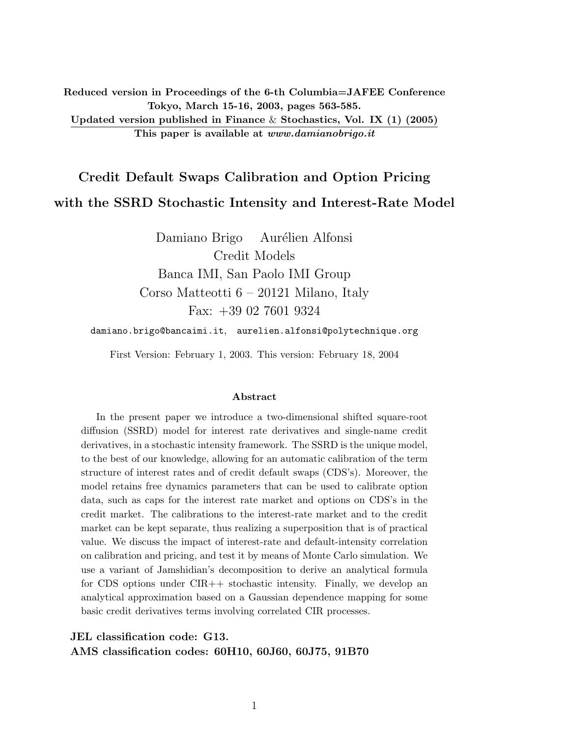**Reduced version in Proceedings of the 6-th Columbia=JAFEE Conference**
**Tokyo, March 15-16, 2003, pages 563-585.**
**Updated version published in Finance & Stochastics, Vol. IX (1) (2005)**
**This paper is available at** ***www.damianobrigo.it***

# Credit Default Swaps Calibration and Option Pricing with the SSRD Stochastic Intensity and Interest-Rate Model

Damiano Brigo Aurélien Alfonsi
Credit Models
Banca IMI, San Paolo IMI Group
Corso Matteotti 6 – 20121 Milano, Italy
Fax: +39 02 7601 9324

damiano.brigo@bancaimi.it, aurelien.alfonsi@polytechnique.org

First Version: February 1, 2003. This version: February 18, 2004

### Abstract

In the present paper we introduce a two-dimensional shifted square-root diffusion (SSRD) model for interest rate derivatives and single-name credit derivatives, in a stochastic intensity framework. The SSRD is the unique model, to the best of our knowledge, allowing for an automatic calibration of the term structure of interest rates and of credit default swaps (CDS's). Moreover, the model retains free dynamics parameters that can be used to calibrate option data, such as caps for the interest rate market and options on CDS's in the credit market. The calibrations to the interest-rate market and to the credit market can be kept separate, thus realizing a superposition that is of practical value. We discuss the impact of interest-rate and default-intensity correlation on calibration and pricing, and test it by means of Monte Carlo simulation. We use a variant of Jamshidian's decomposition to derive an analytical formula for CDS options under CIR++ stochastic intensity. Finally, we develop an analytical approximation based on a Gaussian dependence mapping for some basic credit derivatives terms involving correlated CIR processes.

**JEL classification code: G13.**
**AMS classification codes: 60H10, 60J60, 60J75, 91B70**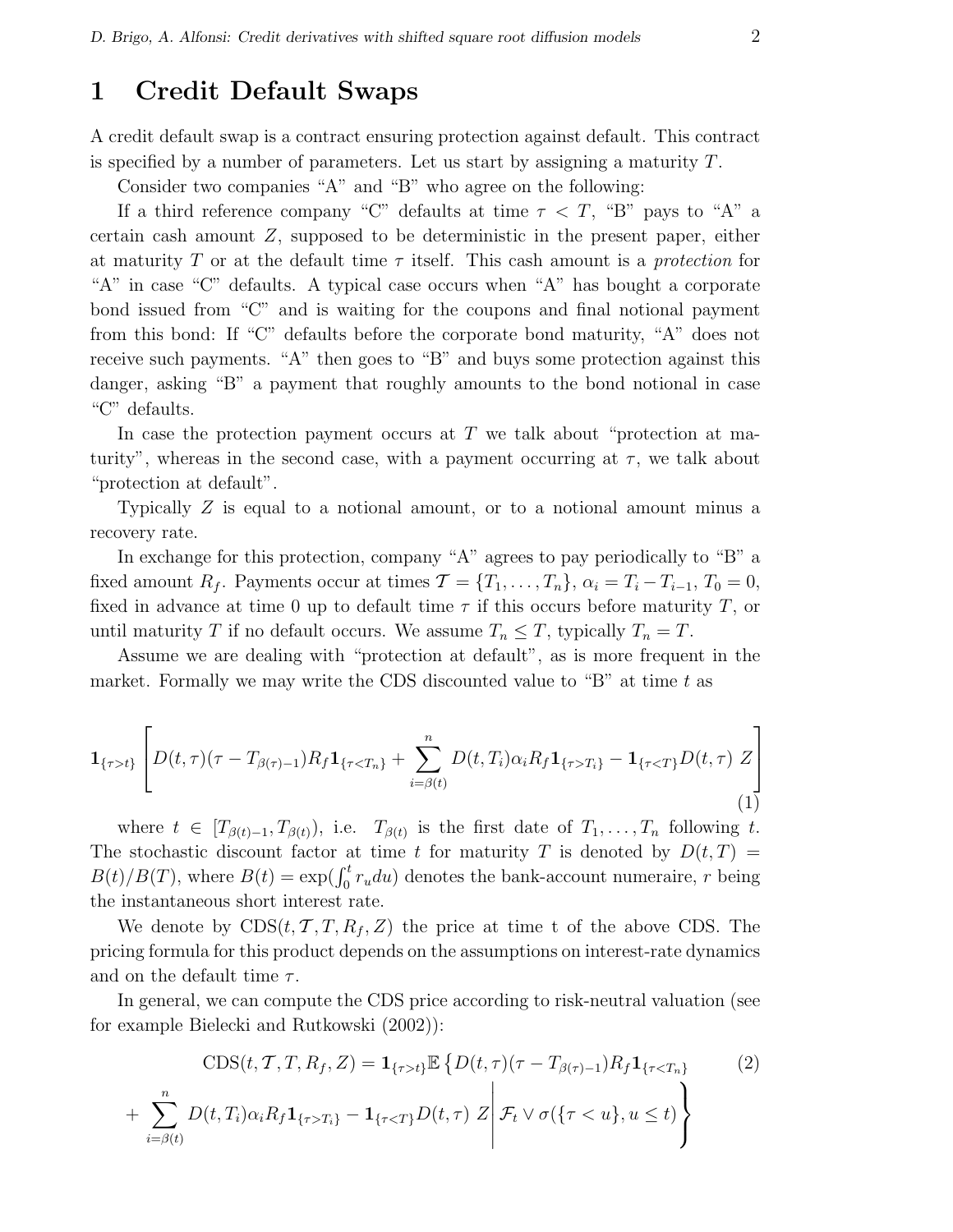# 1 Credit Default Swaps

A credit default swap is a contract ensuring protection against default. This contract is specified by a number of parameters. Let us start by assigning a maturity $T$.

Consider two companies "A" and "B" who agree on the following:

If a third reference company "C" defaults at time $\tau < T$, "B" pays to "A" a certain cash amount $Z$, supposed to be deterministic in the present paper, either at maturity $T$ or at the default time $\tau$ itself. This cash amount is a *protection* for "A" in case "C" defaults. A typical case occurs when "A" has bought a corporate bond issued from "C" and is waiting for the coupons and final notional payment from this bond: If "C" defaults before the corporate bond maturity, "A" does not receive such payments. "A" then goes to "B" and buys some protection against this danger, asking "B" a payment that roughly amounts to the bond notional in case "C" defaults.

In case the protection payment occurs at $T$ we talk about "protection at maturity", whereas in the second case, with a payment occurring at $\tau$, we talk about "protection at default".

Typically $Z$ is equal to a notional amount, or to a notional amount minus a recovery rate.

In exchange for this protection, company "A" agrees to pay periodically to "B" a fixed amount $R_f$. Payments occur at times $\mathcal{T} = \{T_1, \dots, T_n\}$, $\alpha_i = T_i - T_{i-1}$, $T_0 = 0$, fixed in advance at time 0 up to default time $\tau$ if this occurs before maturity $T$, or until maturity $T$ if no default occurs. We assume $T_n \leq T$, typically $T_n = T$.

Assume we are dealing with "protection at default", as is more frequent in the market. Formally we may write the CDS discounted value to "B" at time $t$ as

$$\mathbf{1}_{\{\tau>t\}} \left[ D(t,\tau)(\tau - T_{\beta(\tau)-1}) R_f \mathbf{1}_{\{\tau<T_n\}} + \sum_{i=\beta(t)}^{n} D(t,T_i)\alpha_i R_f \mathbf{1}_{\{\tau>T_i\}} - \mathbf{1}_{\{\tau<T\}} D(t,\tau)\ Z \right] \tag{1}$$

where $t \in [T_{\beta(t)-1}, T_{\beta(t)})$, i.e. $T_{\beta(t)}$ is the first date of $T_1, \dots, T_n$ following $t$. The stochastic discount factor at time $t$ for maturity $T$ is denoted by $D(t,T) = B(t)/B(T)$, where $B(t) = \exp(\int_0^t r_u du)$ denotes the bank-account numeraire, $r$ being the instantaneous short interest rate.

We denote by $\mathrm{CDS}(t, \mathcal{T}, T, R_f, Z)$ the price at time t of the above CDS. The pricing formula for this product depends on the assumptions on interest-rate dynamics and on the default time $\tau$.

In general, we can compute the CDS price according to risk-neutral valuation (see for example Bielecki and Rutkowski (2002)):

$$\begin{aligned}
\mathrm{CDS}(t, \mathcal{T}, T, R_f, Z) = \mathbf{1}_{\{\tau>t\}} \mathbb{E} \Big\{ & D(t,\tau)(\tau - T_{\beta(\tau)-1}) R_f \mathbf{1}_{\{\tau<T_n\}} \\
& + \sum_{i=\beta(t)}^{n} D(t,T_i)\alpha_i R_f \mathbf{1}_{\{\tau>T_i\}} - \mathbf{1}_{\{\tau<T\}} D(t,\tau)\ Z \,\Big|\, \mathcal{F}_t \vee \sigma(\{\tau < u\}, u \leq t) \Big\}
\end{aligned} \tag{2}$$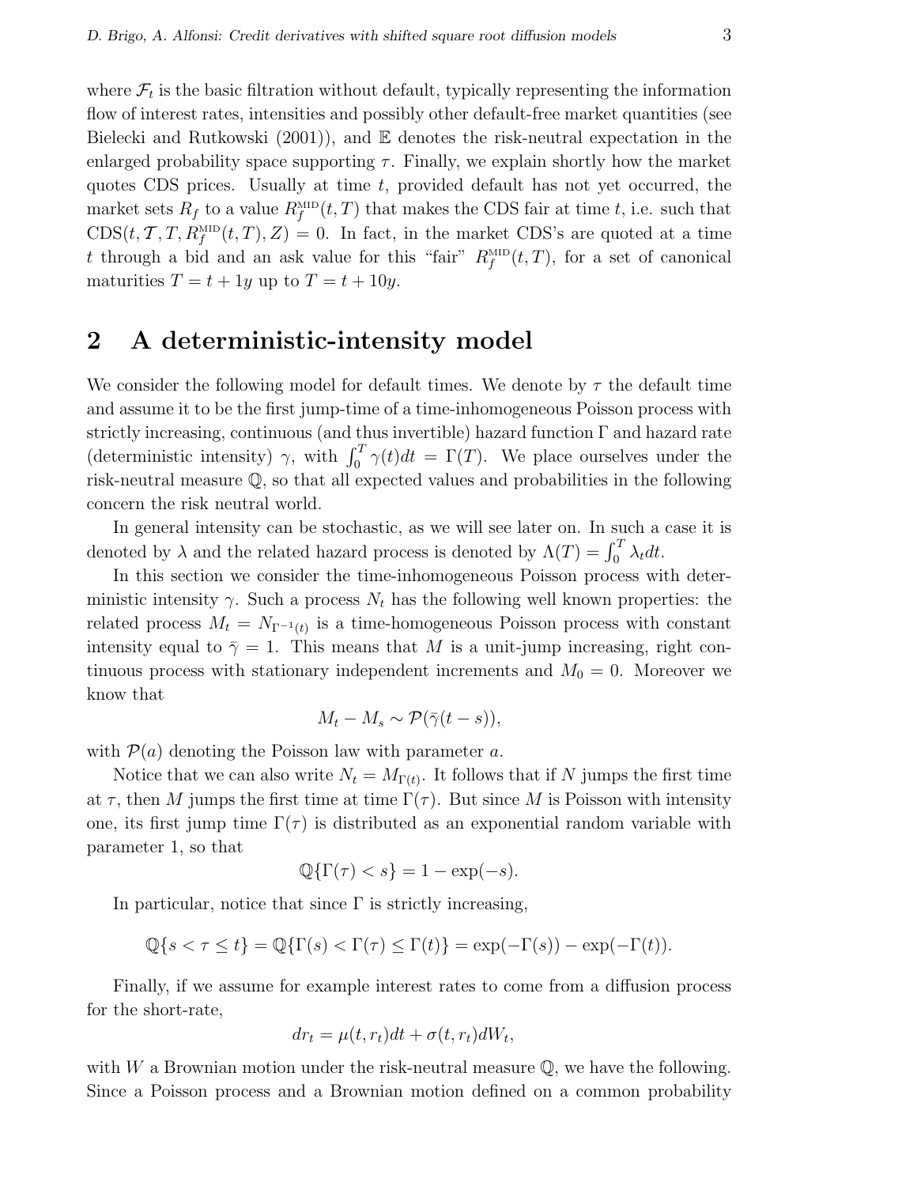where $\mathcal{F}_t$ is the basic filtration without default, typically representing the information flow of interest rates, intensities and possibly other default-free market quantities (see Bielecki and Rutkowski (2001)), and $\mathbb{E}$ denotes the risk-neutral expectation in the enlarged probability space supporting $\tau$. Finally, we explain shortly how the market quotes CDS prices. Usually at time $t$, provided default has not yet occurred, the market sets $R_f$ to a value $R_f^{\text{MID}}(t,T)$ that makes the CDS fair at time $t$, i.e. such that $\text{CDS}(t, \mathcal{T}, T, R_f^{\text{MID}}(t,T), Z) = 0$. In fact, in the market CDS's are quoted at a time $t$ through a bid and an ask value for this "fair" $R_f^{\text{MID}}(t,T)$, for a set of canonical maturities $T = t + 1y$ up to $T = t + 10y$.

## 2 A deterministic-intensity model

We consider the following model for default times. We denote by $\tau$ the default time and assume it to be the first jump-time of a time-inhomogeneous Poisson process with strictly increasing, continuous (and thus invertible) hazard function $\Gamma$ and hazard rate (deterministic intensity) $\gamma$, with $\int_0^T \gamma(t)dt = \Gamma(T)$. We place ourselves under the risk-neutral measure $\mathbb{Q}$, so that all expected values and probabilities in the following concern the risk neutral world.

In general intensity can be stochastic, as we will see later on. In such a case it is denoted by $\lambda$ and the related hazard process is denoted by $\Lambda(T) = \int_0^T \lambda_t dt$.

In this section we consider the time-inhomogeneous Poisson process with deterministic intensity $\gamma$. Such a process $N_t$ has the following well known properties: the related process $M_t = N_{\Gamma^{-1}(t)}$ is a time-homogeneous Poisson process with constant intensity equal to $\bar{\gamma} = 1$. This means that $M$ is a unit-jump increasing, right continuous process with stationary independent increments and $M_0 = 0$. Moreover we know that

$$M_t - M_s \sim \mathcal{P}(\bar{\gamma}(t-s)),$$

with $\mathcal{P}(a)$ denoting the Poisson law with parameter $a$.

Notice that we can also write $N_t = M_{\Gamma(t)}$. It follows that if $N$ jumps the first time at $\tau$, then $M$ jumps the first time at time $\Gamma(\tau)$. But since $M$ is Poisson with intensity one, its first jump time $\Gamma(\tau)$ is distributed as an exponential random variable with parameter 1, so that

$$\mathbb{Q}\{\Gamma(\tau) < s\} = 1 - \exp(-s).$$

In particular, notice that since $\Gamma$ is strictly increasing,

$$\mathbb{Q}\{s < \tau \leq t\} = \mathbb{Q}\{\Gamma(s) < \Gamma(\tau) \leq \Gamma(t)\} = \exp(-\Gamma(s)) - \exp(-\Gamma(t)).$$

Finally, if we assume for example interest rates to come from a diffusion process for the short-rate,

$$dr_t = \mu(t, r_t)dt + \sigma(t, r_t)dW_t,$$

with $W$ a Brownian motion under the risk-neutral measure $\mathbb{Q}$, we have the following. Since a Poisson process and a Brownian motion defined on a common probability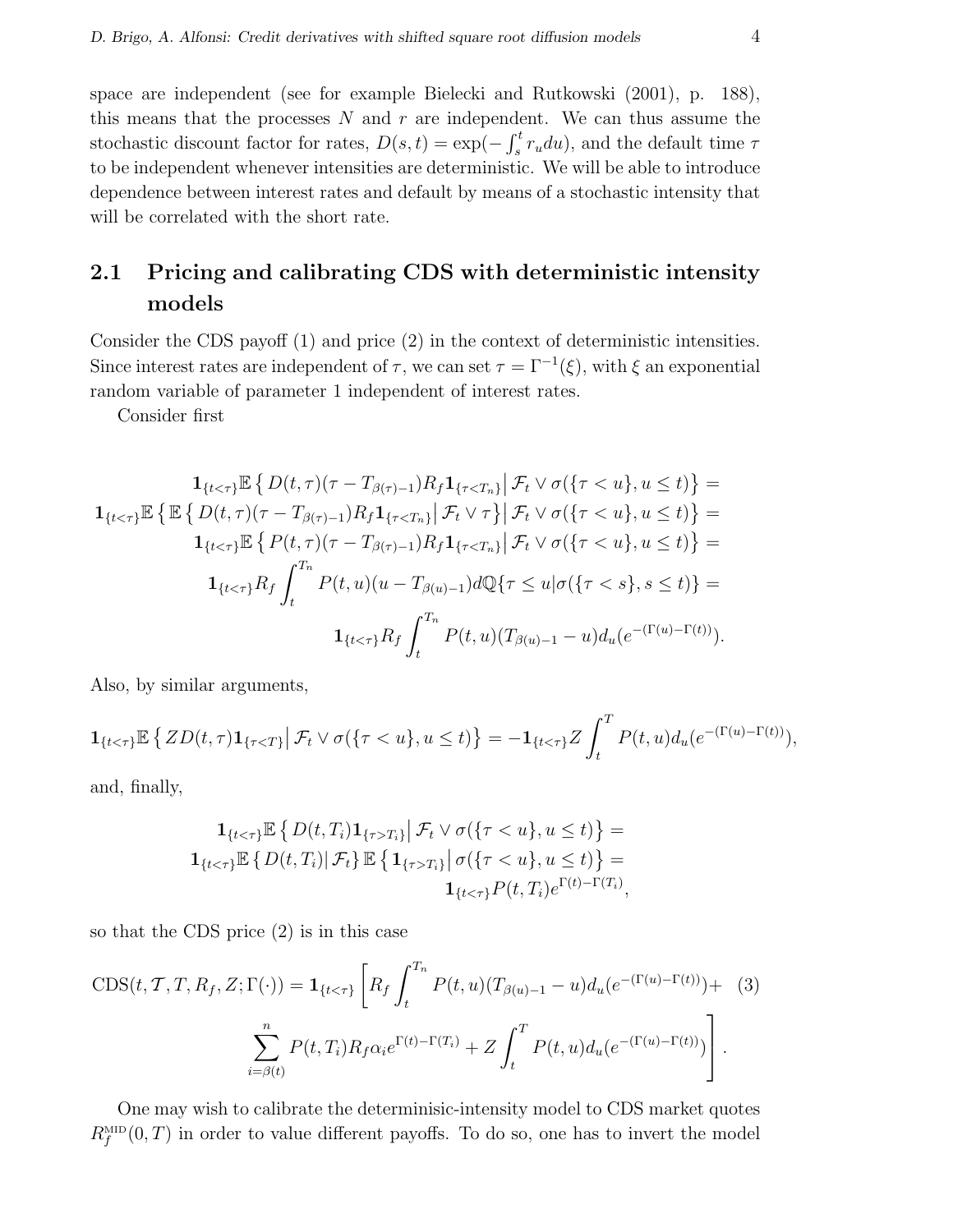space are independent (see for example Bielecki and Rutkowski (2001), p. 188), this means that the processes $N$ and $r$ are independent. We can thus assume the stochastic discount factor for rates, $D(s,t) = \exp(-\int_s^t r_u du)$, and the default time $\tau$ to be independent whenever intensities are deterministic. We will be able to introduce dependence between interest rates and default by means of a stochastic intensity that will be correlated with the short rate.

## 2.1 Pricing and calibrating CDS with deterministic intensity models

Consider the CDS payoff (1) and price (2) in the context of deterministic intensities. Since interest rates are independent of $\tau$, we can set $\tau = \Gamma^{-1}(\xi)$, with $\xi$ an exponential random variable of parameter 1 independent of interest rates.

Consider first

$$
\begin{aligned}
\mathbf{1}_{\{t<\tau\}} \mathbb{E}\left\{ D(t,\tau)(\tau - T_{\beta(\tau)-1}) R_f \mathbf{1}_{\{\tau<T_n\}} \middle| \mathcal{F}_t \vee \sigma(\{\tau < u\}, u \leq t) \right\} &= \\
\mathbf{1}_{\{t<\tau\}} \mathbb{E}\left\{ \mathbb{E}\left\{ D(t,\tau)(\tau - T_{\beta(\tau)-1}) R_f \mathbf{1}_{\{\tau<T_n\}} \middle| \mathcal{F}_t \vee \tau \right\} \middle| \mathcal{F}_t \vee \sigma(\{\tau < u\}, u \leq t) \right\} &= \\
\mathbf{1}_{\{t<\tau\}} \mathbb{E}\left\{ P(t,\tau)(\tau - T_{\beta(\tau)-1}) R_f \mathbf{1}_{\{\tau<T_n\}} \middle| \mathcal{F}_t \vee \sigma(\{\tau < u\}, u \leq t) \right\} &= \\
\mathbf{1}_{\{t<\tau\}} R_f \int_t^{T_n} P(t,u)(u - T_{\beta(u)-1}) d\mathbb{Q}\{\tau \leq u | \sigma(\{\tau < s\}, s \leq t)\} &= \\
\mathbf{1}_{\{t<\tau\}} R_f \int_t^{T_n} P(t,u)(T_{\beta(u)-1} - u) d_u(e^{-(\Gamma(u)-\Gamma(t))}).
\end{aligned}
$$

Also, by similar arguments,

$$
\mathbf{1}_{\{t<\tau\}} \mathbb{E}\left\{ Z D(t,\tau) \mathbf{1}_{\{\tau<T\}} \middle| \mathcal{F}_t \vee \sigma(\{\tau < u\}, u \leq t) \right\} = -\mathbf{1}_{\{t<\tau\}} Z \int_t^T P(t,u) d_u(e^{-(\Gamma(u)-\Gamma(t))}),
$$

and, finally,

$$
\begin{aligned}
\mathbf{1}_{\{t<\tau\}} \mathbb{E}\left\{ D(t,T_i) \mathbf{1}_{\{\tau>T_i\}} \middle| \mathcal{F}_t \vee \sigma(\{\tau < u\}, u \leq t) \right\} &= \\
\mathbf{1}_{\{t<\tau\}} \mathbb{E}\left\{ D(t,T_i) \middle| \mathcal{F}_t \right\} \mathbb{E}\left\{ \mathbf{1}_{\{\tau>T_i\}} \middle| \sigma(\{\tau < u\}, u \leq t) \right\} &= \\
\mathbf{1}_{\{t<\tau\}} P(t,T_i) e^{\Gamma(t)-\Gamma(T_i)},
\end{aligned}
$$

so that the CDS price (2) is in this case

$$
\begin{aligned}
\mathrm{CDS}(t, \mathcal{T}, T, R_f, Z; \Gamma(\cdot)) = \mathbf{1}_{\{t<\tau\}} \Bigg[ R_f \int_t^{T_n} P(t,u)(T_{\beta(u)-1} - u) d_u(e^{-(\Gamma(u)-\Gamma(t))}) + \quad (3) \\
\sum_{i=\beta(t)}^{n} P(t,T_i) R_f \alpha_i e^{\Gamma(t)-\Gamma(T_i)} + Z \int_t^T P(t,u) d_u(e^{-(\Gamma(u)-\Gamma(t))}) \Bigg].
\end{aligned}
$$

One may wish to calibrate the determinisic-intensity model to CDS market quotes $R_f^{\mathrm{MID}}(0,T)$ in order to value different payoffs. To do so, one has to invert the model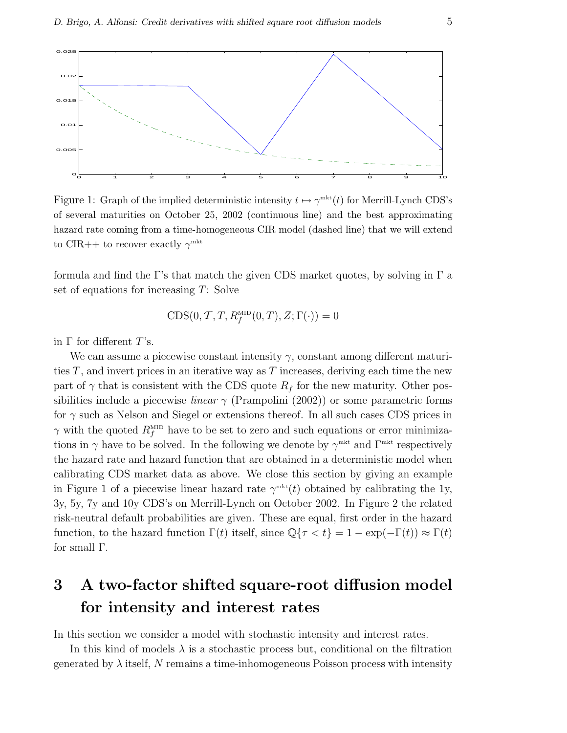Figure 1: Graph of the implied deterministic intensity $t \mapsto \gamma^{\text{mkt}}(t)$ for Merrill-Lynch CDS's of several maturities on October 25, 2002 (continuous line) and the best approximating hazard rate coming from a time-homogeneous CIR model (dashed line) that we will extend to CIR++ to recover exactly $\gamma^{\text{mkt}}$

formula and find the Γ's that match the given CDS market quotes, by solving in Γ a set of equations for increasing $T$: Solve

$$\text{CDS}(0, \mathcal{T}, T, R_f^{\text{MID}}(0,T), Z; \Gamma(\cdot)) = 0$$

in Γ for different $T$'s.

We can assume a piecewise constant intensity $\gamma$, constant among different maturities $T$, and invert prices in an iterative way as $T$ increases, deriving each time the new part of $\gamma$ that is consistent with the CDS quote $R_f$ for the new maturity. Other possibilities include a piecewise *linear* $\gamma$ (Prampolini (2002)) or some parametric forms for $\gamma$ such as Nelson and Siegel or extensions thereof. In all such cases CDS prices in $\gamma$ with the quoted $R_f^{\text{MID}}$ have to be set to zero and such equations or error minimizations in $\gamma$ have to be solved. In the following we denote by $\gamma^{\text{mkt}}$ and $\Gamma^{\text{mkt}}$ respectively the hazard rate and hazard function that are obtained in a deterministic model when calibrating CDS market data as above. We close this section by giving an example in Figure 1 of a piecewise linear hazard rate $\gamma^{\text{mkt}}(t)$ obtained by calibrating the 1y, 3y, 5y, 7y and 10y CDS's on Merrill-Lynch on October 2002. In Figure 2 the related risk-neutral default probabilities are given. These are equal, first order in the hazard function, to the hazard function $\Gamma(t)$ itself, since $\mathbb{Q}\{\tau < t\} = 1 - \exp(-\Gamma(t)) \approx \Gamma(t)$ for small Γ.

# 3 A two-factor shifted square-root diffusion model for intensity and interest rates

In this section we consider a model with stochastic intensity and interest rates.

In this kind of models $\lambda$ is a stochastic process but, conditional on the filtration generated by $\lambda$ itself, $N$ remains a time-inhomogeneous Poisson process with intensity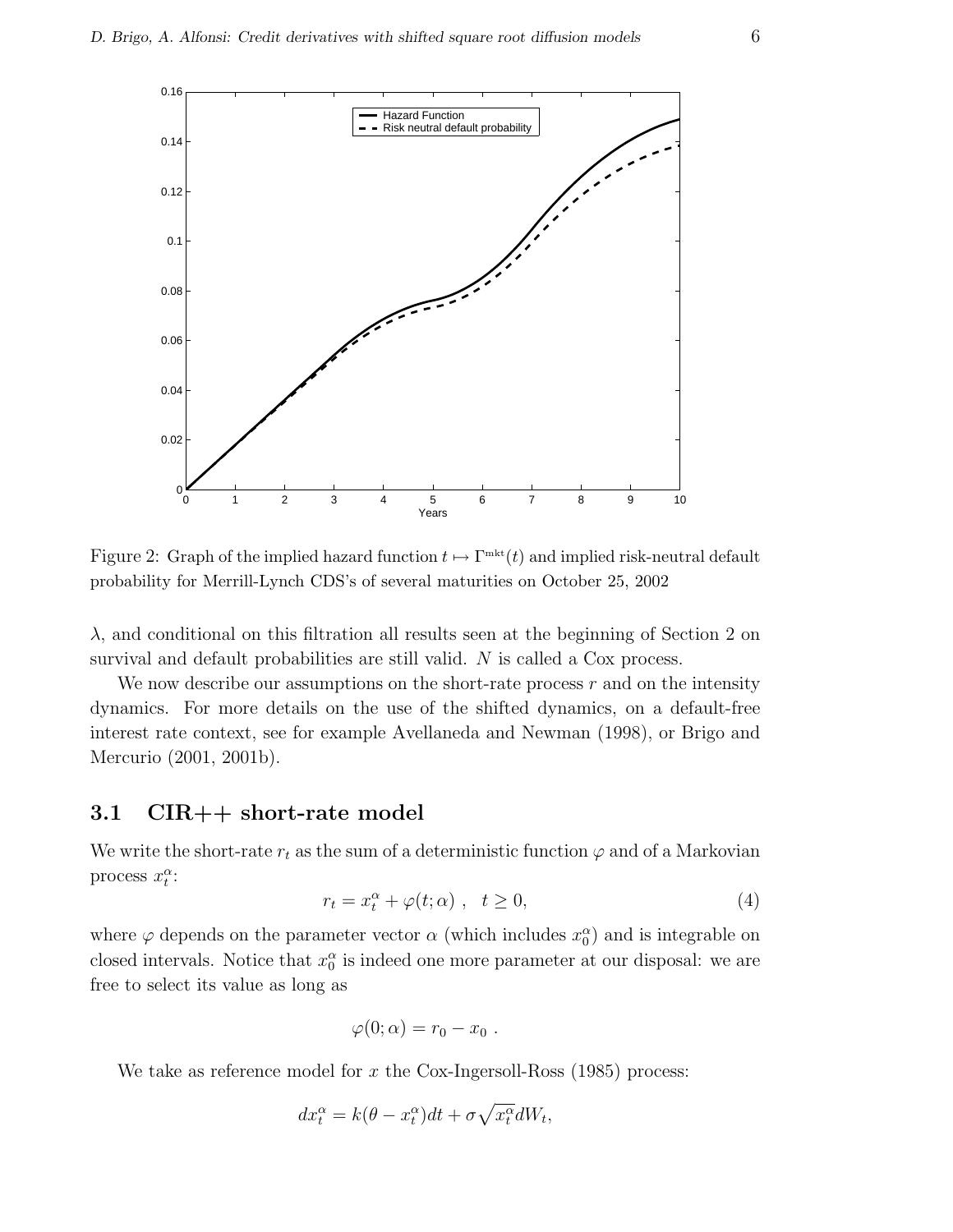Figure 2: Graph of the implied hazard function $t \mapsto \Gamma^{\text{mkt}}(t)$ and implied risk-neutral default probability for Merrill-Lynch CDS's of several maturities on October 25, 2002

$\lambda$, and conditional on this filtration all results seen at the beginning of Section 2 on survival and default probabilities are still valid. $N$ is called a Cox process.

We now describe our assumptions on the short-rate process $r$ and on the intensity dynamics. For more details on the use of the shifted dynamics, on a default-free interest rate context, see for example Avellaneda and Newman (1998), or Brigo and Mercurio (2001, 2001b).

### 3.1 CIR++ short-rate model

We write the short-rate $r_t$ as the sum of a deterministic function $\varphi$ and of a Markovian process $x_t^\alpha$:

$$r_t = x_t^\alpha + \varphi(t;\alpha) \ , \quad t \geq 0, \tag{4}$$

where $\varphi$ depends on the parameter vector $\alpha$ (which includes $x_0^\alpha$) and is integrable on closed intervals. Notice that $x_0^\alpha$ is indeed one more parameter at our disposal: we are free to select its value as long as

$$\varphi(0;\alpha) = r_0 - x_0 \ .$$

We take as reference model for $x$ the Cox-Ingersoll-Ross (1985) process:

$$dx_t^\alpha = k(\theta - x_t^\alpha)dt + \sigma\sqrt{x_t^\alpha}dW_t,$$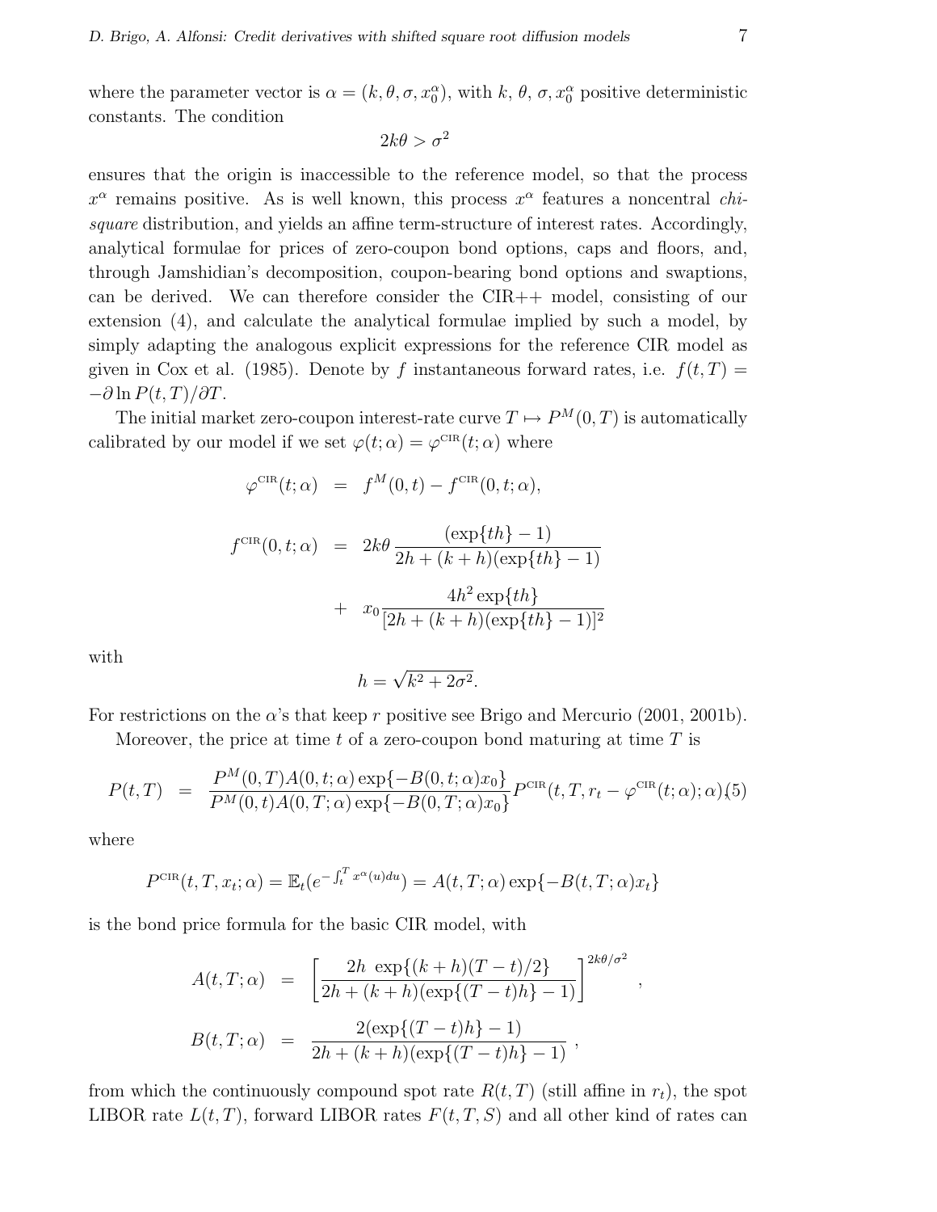where the parameter vector is $\alpha = (k, \theta, \sigma, x_0^\alpha)$, with $k$, $\theta$, $\sigma$, $x_0^\alpha$ positive deterministic constants. The condition

$$2k\theta > \sigma^2$$

ensures that the origin is inaccessible to the reference model, so that the process $x^\alpha$ remains positive. As is well known, this process $x^\alpha$ features a noncentral *chi-square* distribution, and yields an affine term-structure of interest rates. Accordingly, analytical formulae for prices of zero-coupon bond options, caps and floors, and, through Jamshidian's decomposition, coupon-bearing bond options and swaptions, can be derived. We can therefore consider the CIR++ model, consisting of our extension (4), and calculate the analytical formulae implied by such a model, by simply adapting the analogous explicit expressions for the reference CIR model as given in Cox et al. (1985). Denote by $f$ instantaneous forward rates, i.e. $f(t,T) = -\partial \ln P(t,T)/\partial T$.

The initial market zero-coupon interest-rate curve $T \mapsto P^M(0,T)$ is automatically calibrated by our model if we set $\varphi(t;\alpha) = \varphi^{\text{CIR}}(t;\alpha)$ where

$$
\begin{aligned}
\varphi^{\text{CIR}}(t;\alpha) &= f^M(0,t) - f^{\text{CIR}}(0,t;\alpha), \\
f^{\text{CIR}}(0,t;\alpha) &= 2k\theta \frac{(\exp\{th\}-1)}{2h + (k+h)(\exp\{th\}-1)} \\
&\quad + x_0 \frac{4h^2 \exp\{th\}}{[2h + (k+h)(\exp\{th\}-1)]^2}
\end{aligned}
$$

with

$$h = \sqrt{k^2 + 2\sigma^2}.$$

For restrictions on the $\alpha$'s that keep $r$ positive see Brigo and Mercurio (2001, 2001b).

Moreover, the price at time $t$ of a zero-coupon bond maturing at time $T$ is

$$
P(t,T) = \frac{P^M(0,T) A(0,t;\alpha) \exp\{-B(0,t;\alpha)x_0\}}{P^M(0,t) A(0,T;\alpha) \exp\{-B(0,T;\alpha)x_0\}} P^{\text{CIR}}(t,T,r_t - \varphi^{\text{CIR}}(t;\alpha);\alpha) \quad (5)
$$

where

$$P^{\text{CIR}}(t,T,x_t;\alpha) = \mathbb{E}_t(e^{-\int_t^T x^\alpha(u)du}) = A(t,T;\alpha)\exp\{-B(t,T;\alpha)x_t\}$$

is the bond price formula for the basic CIR model, with

$$
\begin{aligned}
A(t,T;\alpha) &= \left[ \frac{2h \, \exp\{(k+h)(T-t)/2\}}{2h + (k+h)(\exp\{(T-t)h\}-1)} \right]^{2k\theta/\sigma^2}, \\
B(t,T;\alpha) &= \frac{2(\exp\{(T-t)h\}-1)}{2h + (k+h)(\exp\{(T-t)h\}-1)},
\end{aligned}
$$

from which the continuously compound spot rate $R(t,T)$ (still affine in $r_t$), the spot LIBOR rate $L(t,T)$, forward LIBOR rates $F(t,T,S)$ and all other kind of rates can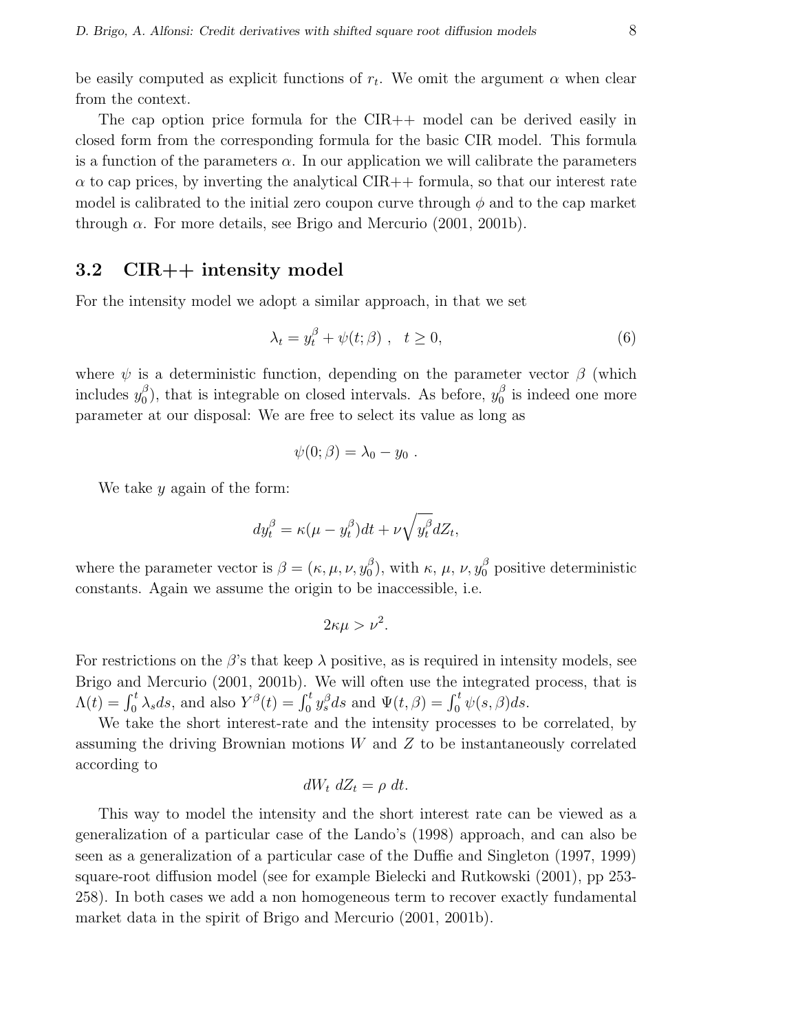be easily computed as explicit functions of $r_t$. We omit the argument $\alpha$ when clear from the context.

The cap option price formula for the CIR++ model can be derived easily in closed form from the corresponding formula for the basic CIR model. This formula is a function of the parameters $\alpha$. In our application we will calibrate the parameters $\alpha$ to cap prices, by inverting the analytical CIR++ formula, so that our interest rate model is calibrated to the initial zero coupon curve through $\phi$ and to the cap market through $\alpha$. For more details, see Brigo and Mercurio (2001, 2001b).

## 3.2 CIR++ intensity model

For the intensity model we adopt a similar approach, in that we set

$$\lambda_t = y_t^\beta + \psi(t;\beta) \ , \quad t \geq 0, \tag{6}$$

where $\psi$ is a deterministic function, depending on the parameter vector $\beta$ (which includes $y_0^\beta$), that is integrable on closed intervals. As before, $y_0^\beta$ is indeed one more parameter at our disposal: We are free to select its value as long as

$$\psi(0;\beta) = \lambda_0 - y_0 \ .$$

We take $y$ again of the form:

$$dy_t^\beta = \kappa(\mu - y_t^\beta)dt + \nu\sqrt{y_t^\beta}dZ_t,$$

where the parameter vector is $\beta = (\kappa, \mu, \nu, y_0^\beta)$, with $\kappa$, $\mu$, $\nu$, $y_0^\beta$ positive deterministic constants. Again we assume the origin to be inaccessible, i.e.

$$2\kappa\mu > \nu^2.$$

For restrictions on the $\beta$'s that keep $\lambda$ positive, as is required in intensity models, see Brigo and Mercurio (2001, 2001b). We will often use the integrated process, that is $\Lambda(t) = \int_0^t \lambda_s ds$, and also $Y^\beta(t) = \int_0^t y_s^\beta ds$ and $\Psi(t,\beta) = \int_0^t \psi(s,\beta)ds$.

We take the short interest-rate and the intensity processes to be correlated, by assuming the driving Brownian motions $W$ and $Z$ to be instantaneously correlated according to

$$dW_t \ dZ_t = \rho \ dt.$$

This way to model the intensity and the short interest rate can be viewed as a generalization of a particular case of the Lando's (1998) approach, and can also be seen as a generalization of a particular case of the Duffie and Singleton (1997, 1999) square-root diffusion model (see for example Bielecki and Rutkowski (2001), pp 253-258). In both cases we add a non homogeneous term to recover exactly fundamental market data in the spirit of Brigo and Mercurio (2001, 2001b).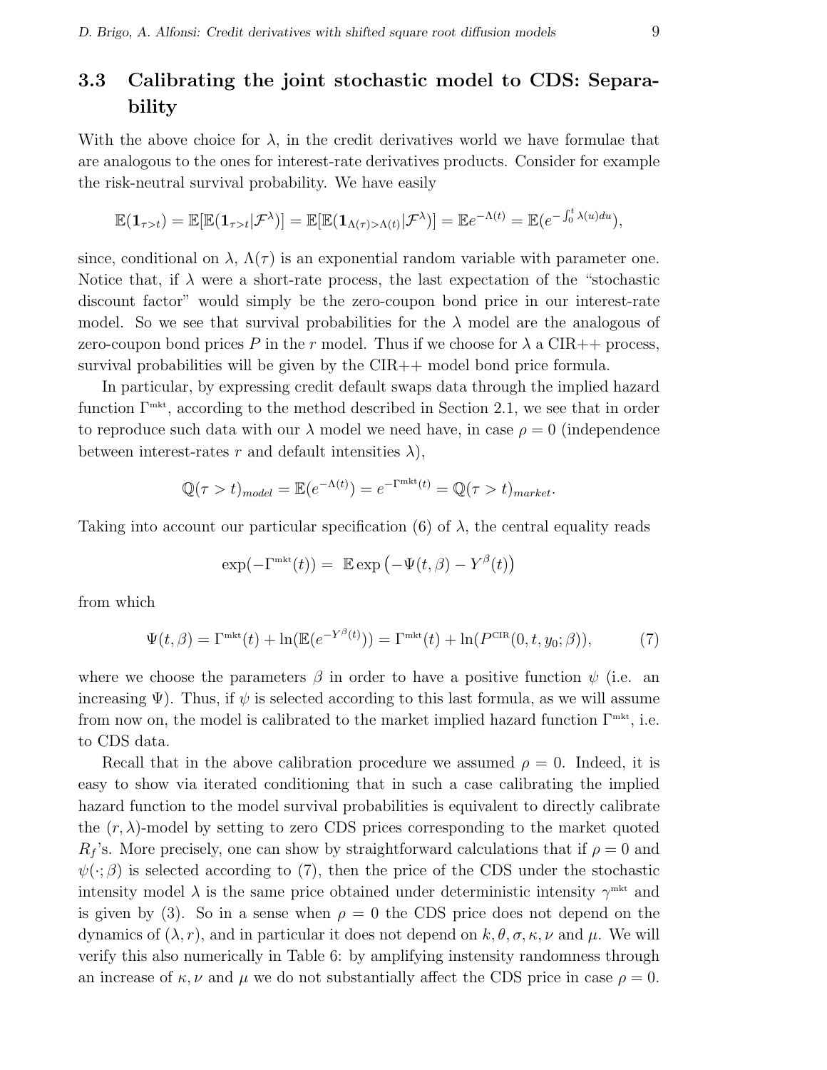## 3.3 Calibrating the joint stochastic model to CDS: Separability

With the above choice for $\lambda$, in the credit derivatives world we have formulae that are analogous to the ones for interest-rate derivatives products. Consider for example the risk-neutral survival probability. We have easily

$$\mathbb{E}(\mathbf{1}_{\tau>t}) = \mathbb{E}[\mathbb{E}(\mathbf{1}_{\tau>t}|\mathcal{F}^{\lambda})] = \mathbb{E}[\mathbb{E}(\mathbf{1}_{\Lambda(\tau)>\Lambda(t)}|\mathcal{F}^{\lambda})] = \mathbb{E}e^{-\Lambda(t)} = \mathbb{E}(e^{-\int_0^t \lambda(u)du}),$$

since, conditional on $\lambda$, $\Lambda(\tau)$ is an exponential random variable with parameter one. Notice that, if $\lambda$ were a short-rate process, the last expectation of the "stochastic discount factor" would simply be the zero-coupon bond price in our interest-rate model. So we see that survival probabilities for the $\lambda$ model are the analogous of zero-coupon bond prices $P$ in the $r$ model. Thus if we choose for $\lambda$ a CIR++ process, survival probabilities will be given by the CIR++ model bond price formula.

In particular, by expressing credit default swaps data through the implied hazard function $\Gamma^{\text{mkt}}$, according to the method described in Section 2.1, we see that in order to reproduce such data with our $\lambda$ model we need have, in case $\rho = 0$ (independence between interest-rates $r$ and default intensities $\lambda$),

$$\mathbb{Q}(\tau > t)_{model} = \mathbb{E}(e^{-\Lambda(t)}) = e^{-\Gamma^{\text{mkt}}(t)} = \mathbb{Q}(\tau > t)_{market}.$$

Taking into account our particular specification (6) of $\lambda$, the central equality reads

$$\exp(-\Gamma^{\text{mkt}}(t)) = \mathbb{E}\exp\left(-\Psi(t,\beta) - Y^{\beta}(t)\right)$$

from which

$$\Psi(t,\beta) = \Gamma^{\text{mkt}}(t) + \ln(\mathbb{E}(e^{-Y^{\beta}(t)})) = \Gamma^{\text{mkt}}(t) + \ln(P^{\text{CIR}}(0,t,y_0;\beta)), \tag{7}$$

where we choose the parameters $\beta$ in order to have a positive function $\psi$ (i.e. an increasing $\Psi$). Thus, if $\psi$ is selected according to this last formula, as we will assume from now on, the model is calibrated to the market implied hazard function $\Gamma^{\text{mkt}}$, i.e. to CDS data.

Recall that in the above calibration procedure we assumed $\rho = 0$. Indeed, it is easy to show via iterated conditioning that in such a case calibrating the implied hazard function to the model survival probabilities is equivalent to directly calibrate the $(r,\lambda)$-model by setting to zero CDS prices corresponding to the market quoted $R_f$'s. More precisely, one can show by straightforward calculations that if $\rho = 0$ and $\psi(\cdot;\beta)$ is selected according to (7), then the price of the CDS under the stochastic intensity model $\lambda$ is the same price obtained under deterministic intensity $\gamma^{\text{mkt}}$ and is given by (3). So in a sense when $\rho = 0$ the CDS price does not depend on the dynamics of $(\lambda, r)$, and in particular it does not depend on $k, \theta, \sigma, \kappa, \nu$ and $\mu$. We will verify this also numerically in Table 6: by amplifying instensity randomness through an increase of $\kappa, \nu$ and $\mu$ we do not substantially affect the CDS price in case $\rho = 0$.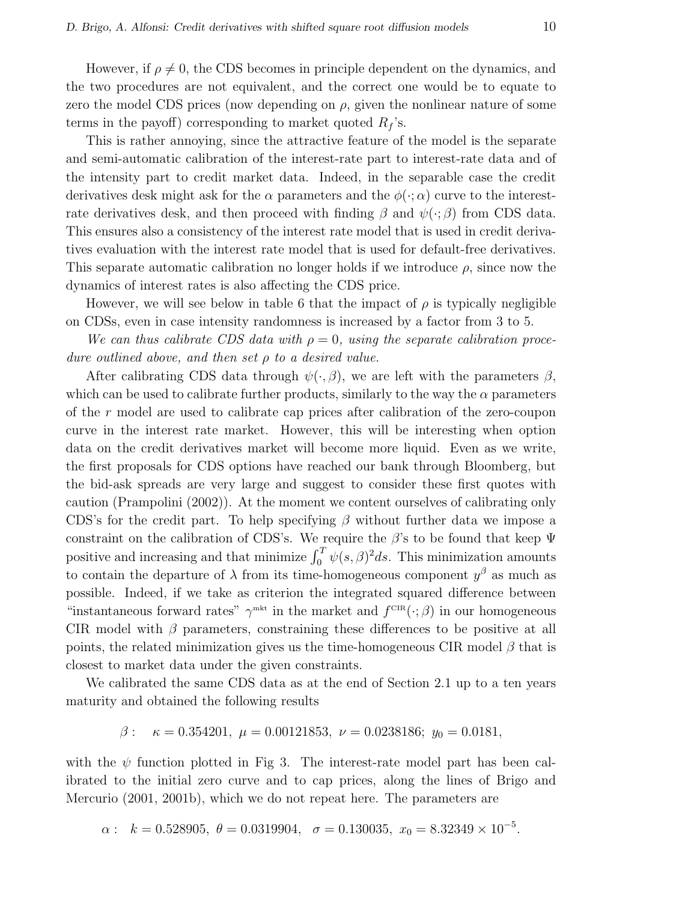However, if $\rho \neq 0$, the CDS becomes in principle dependent on the dynamics, and the two procedures are not equivalent, and the correct one would be to equate to zero the model CDS prices (now depending on $\rho$, given the nonlinear nature of some terms in the payoff) corresponding to market quoted $R_f$'s.

This is rather annoying, since the attractive feature of the model is the separate and semi-automatic calibration of the interest-rate part to interest-rate data and of the intensity part to credit market data. Indeed, in the separable case the credit derivatives desk might ask for the $\alpha$ parameters and the $\phi(\cdot;\alpha)$ curve to the interest-rate derivatives desk, and then proceed with finding $\beta$ and $\psi(\cdot;\beta)$ from CDS data. This ensures also a consistency of the interest rate model that is used in credit derivatives evaluation with the interest rate model that is used for default-free derivatives. This separate automatic calibration no longer holds if we introduce $\rho$, since now the dynamics of interest rates is also affecting the CDS price.

However, we will see below in table 6 that the impact of $\rho$ is typically negligible on CDSs, even in case intensity randomness is increased by a factor from 3 to 5.

*We can thus calibrate CDS data with $\rho = 0$, using the separate calibration procedure outlined above, and then set $\rho$ to a desired value.*

After calibrating CDS data through $\psi(\cdot,\beta)$, we are left with the parameters $\beta$, which can be used to calibrate further products, similarly to the way the $\alpha$ parameters of the $r$ model are used to calibrate cap prices after calibration of the zero-coupon curve in the interest rate market. However, this will be interesting when option data on the credit derivatives market will become more liquid. Even as we write, the first proposals for CDS options have reached our bank through Bloomberg, but the bid-ask spreads are very large and suggest to consider these first quotes with caution (Prampolini (2002)). At the moment we content ourselves of calibrating only CDS's for the credit part. To help specifying $\beta$ without further data we impose a constraint on the calibration of CDS's. We require the $\beta$'s to be found that keep $\Psi$ positive and increasing and that minimize $\int_0^T \psi(s,\beta)^2 ds$. This minimization amounts to contain the departure of $\lambda$ from its time-homogeneous component $y^\beta$ as much as possible. Indeed, if we take as criterion the integrated squared difference between "instantaneous forward rates" $\gamma^{\text{mkt}}$ in the market and $f^{\text{CIR}}(\cdot;\beta)$ in our homogeneous CIR model with $\beta$ parameters, constraining these differences to be positive at all points, the related minimization gives us the time-homogeneous CIR model $\beta$ that is closest to market data under the given constraints.

We calibrated the same CDS data as at the end of Section 2.1 up to a ten years maturity and obtained the following results

$$\beta: \quad \kappa = 0.354201,\ \mu = 0.00121853,\ \nu = 0.0238186;\ y_0 = 0.0181,$$

with the $\psi$ function plotted in Fig 3. The interest-rate model part has been calibrated to the initial zero curve and to cap prices, along the lines of Brigo and Mercurio (2001, 2001b), which we do not repeat here. The parameters are

$$\alpha: \quad k = 0.528905,\ \theta = 0.0319904, \quad \sigma = 0.130035,\ x_0 = 8.32349 \times 10^{-5}.$$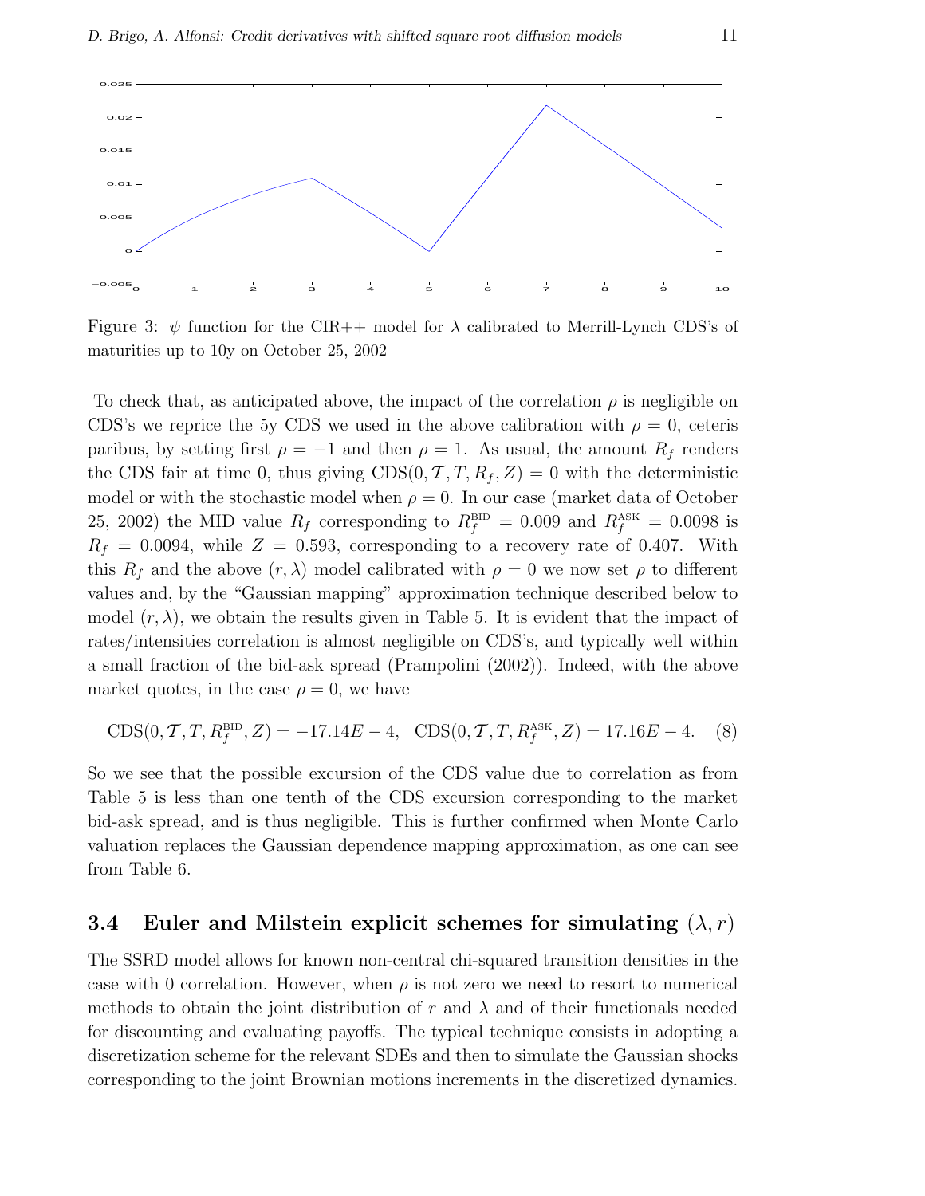Figure 3: $\psi$ function for the CIR++ model for $\lambda$ calibrated to Merrill-Lynch CDS's of maturities up to 10y on October 25, 2002

To check that, as anticipated above, the impact of the correlation $\rho$ is negligible on CDS's we reprice the 5y CDS we used in the above calibration with $\rho = 0$, ceteris paribus, by setting first $\rho = -1$ and then $\rho = 1$. As usual, the amount $R_f$ renders the CDS fair at time 0, thus giving $\text{CDS}(0, \mathcal{T}, T, R_f, Z) = 0$ with the deterministic model or with the stochastic model when $\rho = 0$. In our case (market data of October 25, 2002) the MID value $R_f$ corresponding to $R_f^{\text{BID}} = 0.009$ and $R_f^{\text{ASK}} = 0.0098$ is $R_f = 0.0094$, while $Z = 0.593$, corresponding to a recovery rate of 0.407. With this $R_f$ and the above $(r, \lambda)$ model calibrated with $\rho = 0$ we now set $\rho$ to different values and, by the "Gaussian mapping" approximation technique described below to model $(r, \lambda)$, we obtain the results given in Table 5. It is evident that the impact of rates/intensities correlation is almost negligible on CDS's, and typically well within a small fraction of the bid-ask spread (Prampolini (2002)). Indeed, with the above market quotes, in the case $\rho = 0$, we have

$$\text{CDS}(0, \mathcal{T}, T, R_f^{\text{BID}}, Z) = -17.14E-4, \quad \text{CDS}(0, \mathcal{T}, T, R_f^{\text{ASK}}, Z) = 17.16E-4. \quad (8)$$

So we see that the possible excursion of the CDS value due to correlation as from Table 5 is less than one tenth of the CDS excursion corresponding to the market bid-ask spread, and is thus negligible. This is further confirmed when Monte Carlo valuation replaces the Gaussian dependence mapping approximation, as one can see from Table 6.

## 3.4 Euler and Milstein explicit schemes for simulating $(\lambda, r)$

The SSRD model allows for known non-central chi-squared transition densities in the case with 0 correlation. However, when $\rho$ is not zero we need to resort to numerical methods to obtain the joint distribution of $r$ and $\lambda$ and of their functionals needed for discounting and evaluating payoffs. The typical technique consists in adopting a discretization scheme for the relevant SDEs and then to simulate the Gaussian shocks corresponding to the joint Brownian motions increments in the discretized dynamics.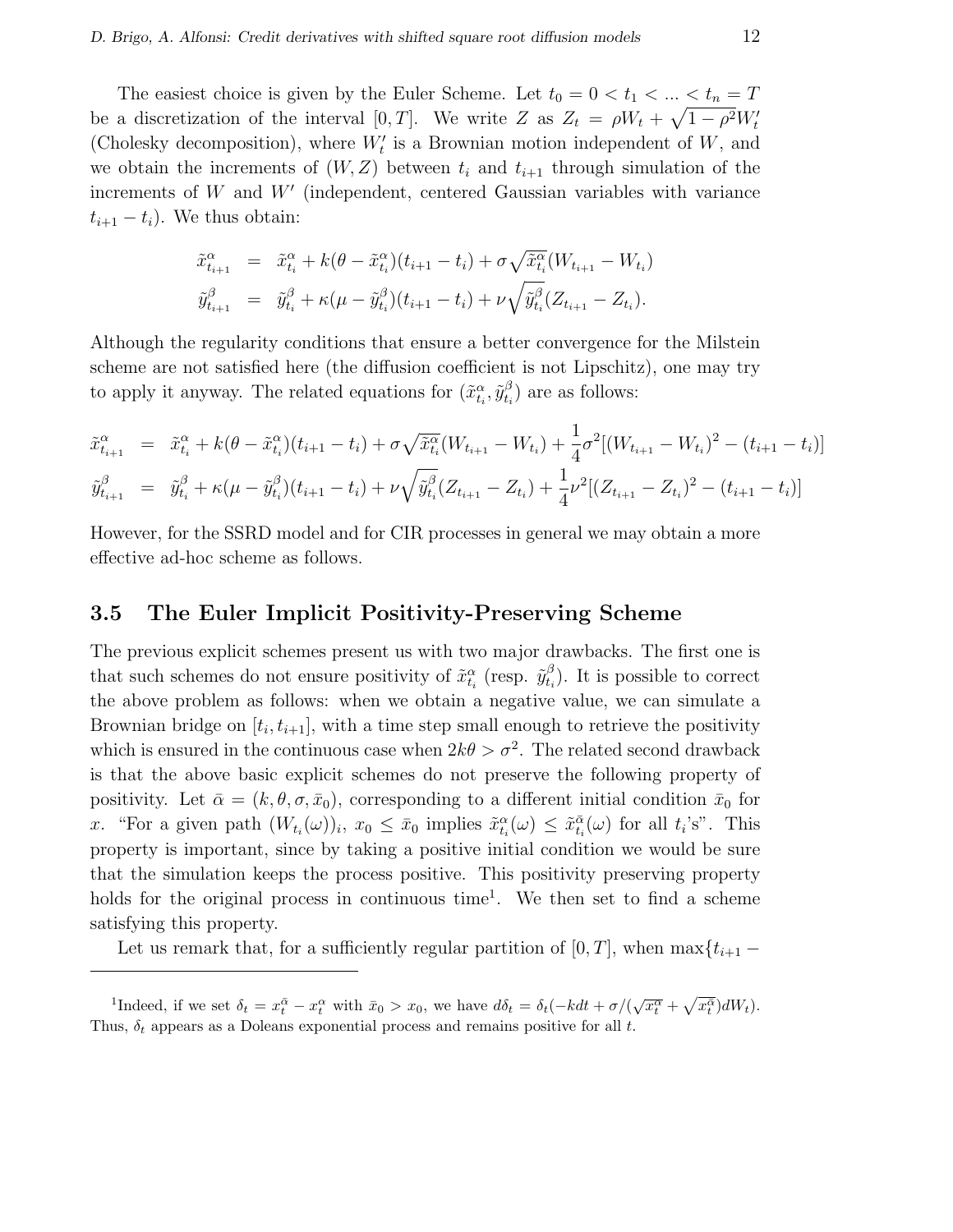The easiest choice is given by the Euler Scheme. Let $t_0 = 0 < t_1 < ... < t_n = T$ be a discretization of the interval $[0, T]$. We write $Z$ as $Z_t = \rho W_t + \sqrt{1-\rho^2} W'_t$ (Cholesky decomposition), where $W'_t$ is a Brownian motion independent of $W$, and we obtain the increments of $(W, Z)$ between $t_i$ and $t_{i+1}$ through simulation of the increments of $W$ and $W'$ (independent, centered Gaussian variables with variance $t_{i+1} - t_i$). We thus obtain:

$$
\begin{aligned}
\tilde{x}^{\alpha}_{t_{i+1}} &= \tilde{x}^{\alpha}_{t_i} + k(\theta - \tilde{x}^{\alpha}_{t_i})(t_{i+1} - t_i) + \sigma \sqrt{\tilde{x}^{\alpha}_{t_i}} (W_{t_{i+1}} - W_{t_i}) \\
\tilde{y}^{\beta}_{t_{i+1}} &= \tilde{y}^{\beta}_{t_i} + \kappa(\mu - \tilde{y}^{\beta}_{t_i})(t_{i+1} - t_i) + \nu \sqrt{\tilde{y}^{\beta}_{t_i}} (Z_{t_{i+1}} - Z_{t_i}).
\end{aligned}
$$

Although the regularity conditions that ensure a better convergence for the Milstein scheme are not satisfied here (the diffusion coefficient is not Lipschitz), one may try to apply it anyway. The related equations for $(\tilde{x}^{\alpha}_{t_i}, \tilde{y}^{\beta}_{t_i})$ are as follows:

$$
\begin{aligned}
\tilde{x}^{\alpha}_{t_{i+1}} &= \tilde{x}^{\alpha}_{t_i} + k(\theta - \tilde{x}^{\alpha}_{t_i})(t_{i+1} - t_i) + \sigma \sqrt{\tilde{x}^{\alpha}_{t_i}} (W_{t_{i+1}} - W_{t_i}) + \frac{1}{4}\sigma^2 [(W_{t_{i+1}} - W_{t_i})^2 - (t_{i+1} - t_i)] \\
\tilde{y}^{\beta}_{t_{i+1}} &= \tilde{y}^{\beta}_{t_i} + \kappa(\mu - \tilde{y}^{\beta}_{t_i})(t_{i+1} - t_i) + \nu \sqrt{\tilde{y}^{\beta}_{t_i}} (Z_{t_{i+1}} - Z_{t_i}) + \frac{1}{4}\nu^2 [(Z_{t_{i+1}} - Z_{t_i})^2 - (t_{i+1} - t_i)]
\end{aligned}
$$

However, for the SSRD model and for CIR processes in general we may obtain a more effective ad-hoc scheme as follows.

## 3.5 The Euler Implicit Positivity-Preserving Scheme

The previous explicit schemes present us with two major drawbacks. The first one is that such schemes do not ensure positivity of $\tilde{x}^{\alpha}_{t_i}$ (resp. $\tilde{y}^{\beta}_{t_i}$). It is possible to correct the above problem as follows: when we obtain a negative value, we can simulate a Brownian bridge on $[t_i, t_{i+1}]$, with a time step small enough to retrieve the positivity which is ensured in the continuous case when $2k\theta > \sigma^2$. The related second drawback is that the above basic explicit schemes do not preserve the following property of positivity. Let $\bar{\alpha} = (k, \theta, \sigma, \bar{x}_0)$, corresponding to a different initial condition $\bar{x}_0$ for $x$. "For a given path $(W_{t_i}(\omega))_i$, $x_0 \leq \bar{x}_0$ implies $\tilde{x}^{\alpha}_{t_i}(\omega) \leq \tilde{x}^{\bar{\alpha}}_{t_i}(\omega)$ for all $t_i$'s". This property is important, since by taking a positive initial condition we would be sure that the simulation keeps the process positive. This positivity preserving property holds for the original process in continuous time[1]. We then set to find a scheme satisfying this property.

Let us remark that, for a sufficiently regular partition of $[0, T]$, when $\max\{t_{i+1} -$

[1] Indeed, if we set $\delta_t = x^{\bar{\alpha}}_t - x^{\alpha}_t$ with $\bar{x}_0 > x_0$, we have $d\delta_t = \delta_t(-kdt + \sigma/(\sqrt{x^{\alpha}_t} + \sqrt{x^{\bar{\alpha}}_t})dW_t)$. Thus, $\delta_t$ appears as a Doleans exponential process and remains positive for all $t$.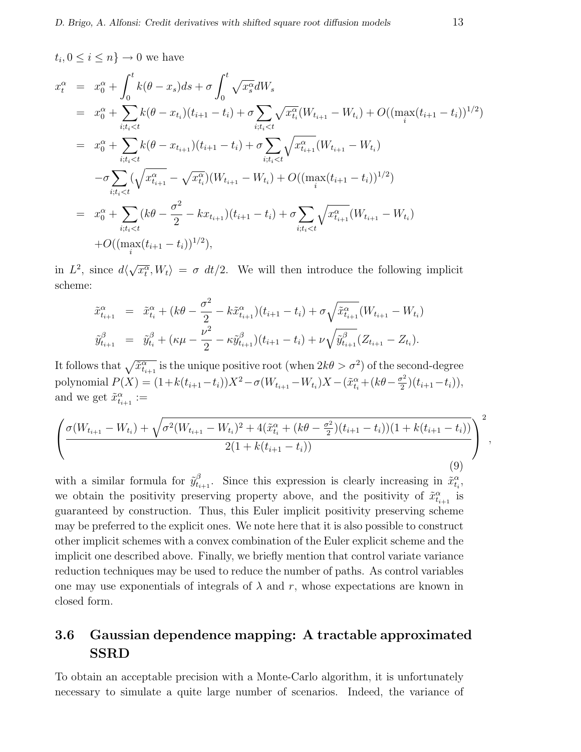$t_i, 0 \leq i \leq n\} \to 0$ we have

$$
\begin{aligned}
x_t^\alpha &= x_0^\alpha + \int_0^t k(\theta - x_s)ds + \sigma \int_0^t \sqrt{x_s^\alpha} dW_s \\
&= x_0^\alpha + \sum_{i; t_i < t} k(\theta - x_{t_i})(t_{i+1} - t_i) + \sigma \sum_{i; t_i < t} \sqrt{x_{t_i}^\alpha}(W_{t_{i+1}} - W_{t_i}) + O((\max_i (t_{i+1} - t_i))^{1/2}) \\
&= x_0^\alpha + \sum_{i; t_i < t} k(\theta - x_{t_{i+1}})(t_{i+1} - t_i) + \sigma \sum_{i; t_i < t} \sqrt{x_{t_{i+1}}^\alpha}(W_{t_{i+1}} - W_{t_i}) \\
&\quad - \sigma \sum_{i; t_i < t} (\sqrt{x_{t_{i+1}}^\alpha} - \sqrt{x_{t_i}^\alpha})(W_{t_{i+1}} - W_{t_i}) + O((\max_i (t_{i+1} - t_i))^{1/2}) \\
&= x_0^\alpha + \sum_{i; t_i < t} (k\theta - \frac{\sigma^2}{2} - k x_{t_{i+1}})(t_{i+1} - t_i) + \sigma \sum_{i; t_i < t} \sqrt{x_{t_{i+1}}^\alpha}(W_{t_{i+1}} - W_{t_i}) \\
&\quad + O((\max_i (t_{i+1} - t_i))^{1/2}),
\end{aligned}
$$

in $L^2$, since $d\langle \sqrt{x_t^\alpha}, W_t \rangle = \sigma \ dt/2$. We will then introduce the following implicit scheme:

$$
\begin{aligned}
\tilde{x}_{t_{i+1}}^\alpha &= \tilde{x}_{t_i}^\alpha + (k\theta - \frac{\sigma^2}{2} - k\tilde{x}_{t_{i+1}}^\alpha)(t_{i+1} - t_i) + \sigma \sqrt{\tilde{x}_{t_{i+1}}^\alpha}(W_{t_{i+1}} - W_{t_i}) \\
\tilde{y}_{t_{i+1}}^\beta &= \tilde{y}_{t_i}^\beta + (\kappa\mu - \frac{\nu^2}{2} - \kappa\tilde{y}_{t_{i+1}}^\beta)(t_{i+1} - t_i) + \nu \sqrt{\tilde{y}_{t_{i+1}}^\beta}(Z_{t_{i+1}} - Z_{t_i}).
\end{aligned}
$$

It follows that $\sqrt{\tilde{x}_{t_{i+1}}^\alpha}$ is the unique positive root (when $2k\theta > \sigma^2$) of the second-degree polynomial $P(X) = (1 + k(t_{i+1} - t_i))X^2 - \sigma(W_{t_{i+1}} - W_{t_i})X - (\tilde{x}_{t_i}^\alpha + (k\theta - \frac{\sigma^2}{2})(t_{i+1} - t_i))$, and we get $\tilde{x}_{t_{i+1}}^\alpha :=$

$$
\left( \frac{\sigma(W_{t_{i+1}} - W_{t_i}) + \sqrt{\sigma^2(W_{t_{i+1}} - W_{t_i})^2 + 4(\tilde{x}_{t_i}^\alpha + (k\theta - \frac{\sigma^2}{2})(t_{i+1} - t_i))(1 + k(t_{i+1} - t_i))}}{2(1 + k(t_{i+1} - t_i))} \right)^2, \tag{9}
$$

with a similar formula for $\tilde{y}_{t_{i+1}}^\beta$. Since this expression is clearly increasing in $\tilde{x}_{t_i}^\alpha$, we obtain the positivity preserving property above, and the positivity of $\tilde{x}_{t_{i+1}}^\alpha$ is guaranteed by construction. Thus, this Euler implicit positivity preserving scheme may be preferred to the explicit ones. We note here that it is also possible to construct other implicit schemes with a convex combination of the Euler explicit scheme and the implicit one described above. Finally, we briefly mention that control variate variance reduction techniques may be used to reduce the number of paths. As control variables one may use exponentials of integrals of $\lambda$ and $r$, whose expectations are known in closed form.

### 3.6 Gaussian dependence mapping: A tractable approximated SSRD

To obtain an acceptable precision with a Monte-Carlo algorithm, it is unfortunately necessary to simulate a quite large number of scenarios. Indeed, the variance of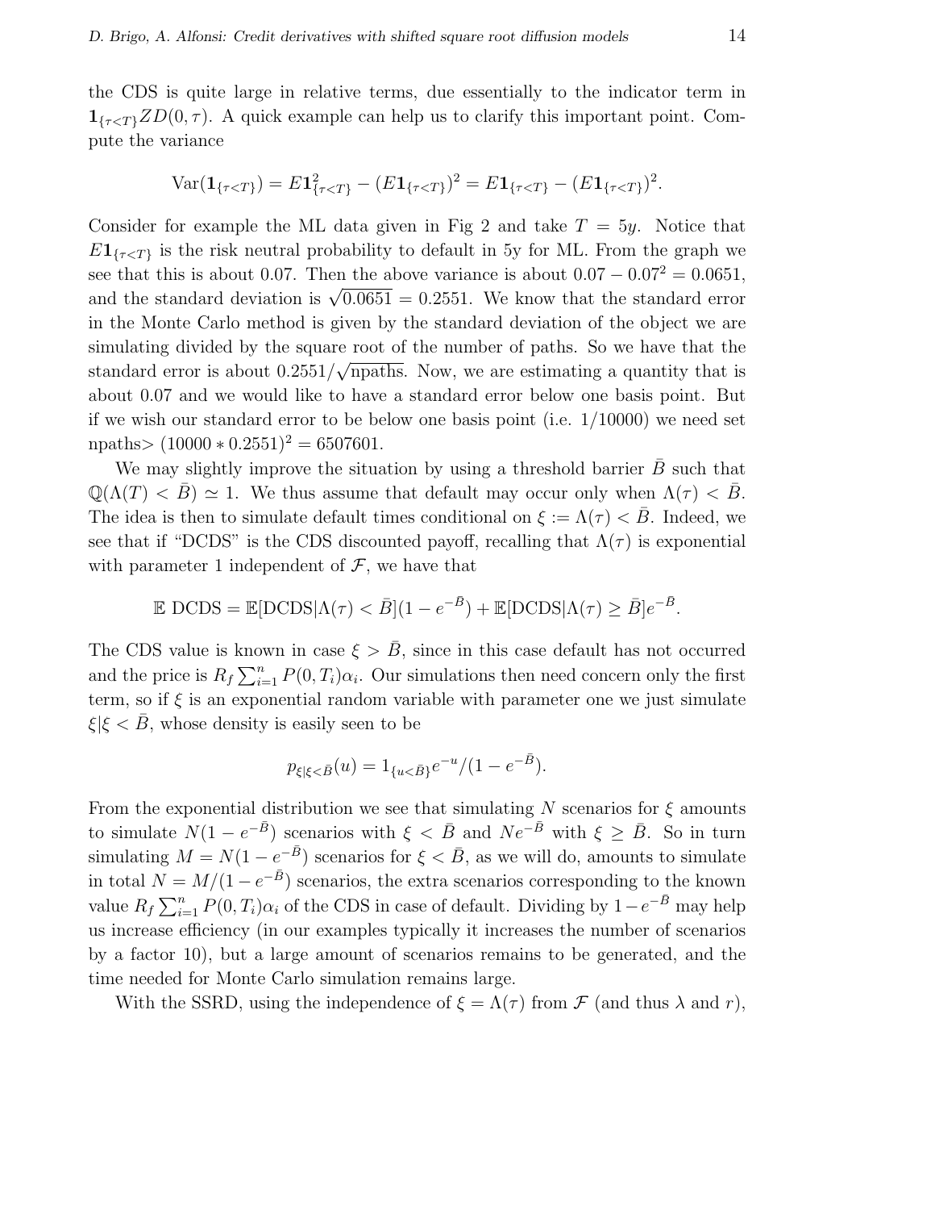the CDS is quite large in relative terms, due essentially to the indicator term in $\mathbf{1}_{\{\tau<T\}}ZD(0,\tau)$. A quick example can help us to clarify this important point. Compute the variance

$$\mathrm{Var}(\mathbf{1}_{\{\tau<T\}}) = E\mathbf{1}^2_{\{\tau<T\}} - (E\mathbf{1}_{\{\tau<T\}})^2 = E\mathbf{1}_{\{\tau<T\}} - (E\mathbf{1}_{\{\tau<T\}})^2.$$

Consider for example the ML data given in Fig 2 and take $T = 5y$. Notice that $E\mathbf{1}_{\{\tau<T\}}$ is the risk neutral probability to default in 5y for ML. From the graph we see that this is about 0.07. Then the above variance is about $0.07 - 0.07^2 = 0.0651$, and the standard deviation is $\sqrt{0.0651} = 0.2551$. We know that the standard error in the Monte Carlo method is given by the standard deviation of the object we are simulating divided by the square root of the number of paths. So we have that the standard error is about $0.2551/\sqrt{\text{npaths}}$. Now, we are estimating a quantity that is about 0.07 and we would like to have a standard error below one basis point. But if we wish our standard error to be below one basis point (i.e. 1/10000) we need set npaths$>(10000 * 0.2551)^2 = 6507601$.

We may slightly improve the situation by using a threshold barrier $\bar{B}$ such that $\mathbb{Q}(\Lambda(T) < \bar{B}) \simeq 1$. We thus assume that default may occur only when $\Lambda(\tau) < \bar{B}$. The idea is then to simulate default times conditional on $\xi := \Lambda(\tau) < \bar{B}$. Indeed, we see that if "DCDS" is the CDS discounted payoff, recalling that $\Lambda(\tau)$ is exponential with parameter 1 independent of $\mathcal{F}$, we have that

$$\mathbb{E}\ \mathrm{DCDS} = \mathbb{E}[\mathrm{DCDS}|\Lambda(\tau) < \bar{B}](1 - e^{-\bar{B}}) + \mathbb{E}[\mathrm{DCDS}|\Lambda(\tau) \geq \bar{B}]e^{-\bar{B}}.$$

The CDS value is known in case $\xi > \bar{B}$, since in this case default has not occurred and the price is $R_f \sum_{i=1}^n P(0,T_i)\alpha_i$. Our simulations then need concern only the first term, so if $\xi$ is an exponential random variable with parameter one we just simulate $\xi|\xi < \bar{B}$, whose density is easily seen to be

$$p_{\xi|\xi<\bar{B}}(u) = 1_{\{u<\bar{B}\}}e^{-u}/(1 - e^{-\bar{B}}).$$

From the exponential distribution we see that simulating $N$ scenarios for $\xi$ amounts to simulate $N(1 - e^{-\bar{B}})$ scenarios with $\xi < \bar{B}$ and $Ne^{-\bar{B}}$ with $\xi \geq \bar{B}$. So in turn simulating $M = N(1 - e^{-\bar{B}})$ scenarios for $\xi < \bar{B}$, as we will do, amounts to simulate in total $N = M/(1 - e^{-\bar{B}})$ scenarios, the extra scenarios corresponding to the known value $R_f \sum_{i=1}^n P(0,T_i)\alpha_i$ of the CDS in case of default. Dividing by $1 - e^{-\bar{B}}$ may help us increase efficiency (in our examples typically it increases the number of scenarios by a factor 10), but a large amount of scenarios remains to be generated, and the time needed for Monte Carlo simulation remains large.

With the SSRD, using the independence of $\xi = \Lambda(\tau)$ from $\mathcal{F}$ (and thus $\lambda$ and $r$),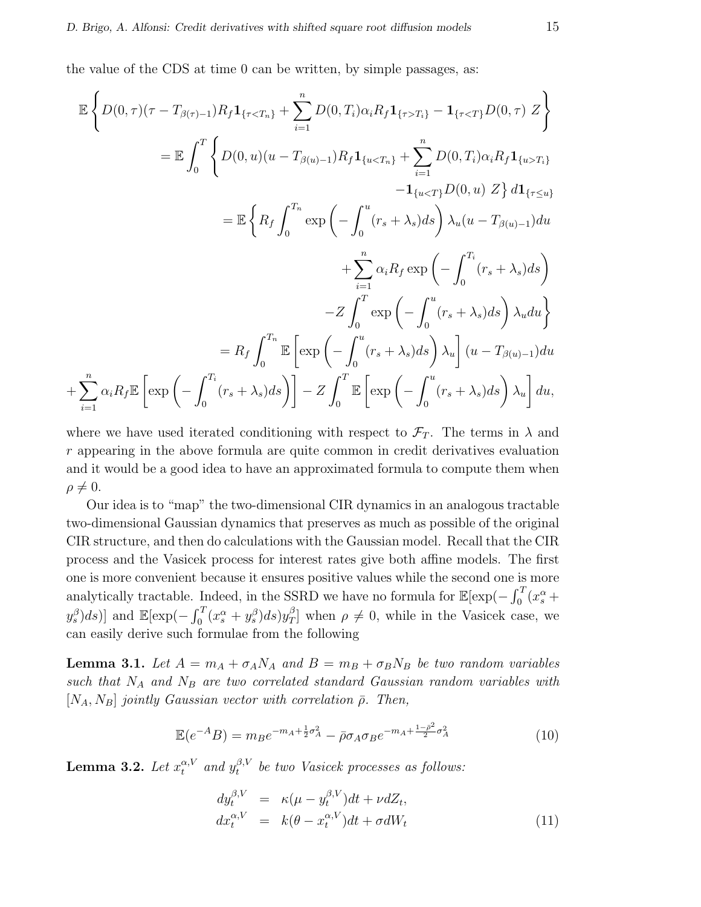the value of the CDS at time 0 can be written, by simple passages, as:

$$
\begin{aligned}
\mathbb{E}\Bigg\{ D(0,\tau)(\tau - T_{\beta(\tau)-1})R_f \mathbf{1}_{\{\tau<T_n\}} + \sum_{i=1}^{n} D(0,T_i)\alpha_i R_f \mathbf{1}_{\{\tau>T_i\}} - \mathbf{1}_{\{\tau<T\}} D(0,\tau)\ Z \Bigg\} \\
= \mathbb{E}\int_0^T \Bigg\{ D(0,u)(u - T_{\beta(u)-1})R_f \mathbf{1}_{\{u<T_n\}} + \sum_{i=1}^{n} D(0,T_i)\alpha_i R_f \mathbf{1}_{\{u>T_i\}} \\
- \mathbf{1}_{\{u<T\}} D(0,u)\ Z \Bigg\}\, d\mathbf{1}_{\{\tau\leq u\}} \\
= \mathbb{E}\Bigg\{ R_f \int_0^{T_n} \exp\left(-\int_0^u (r_s+\lambda_s)ds\right)\lambda_u (u - T_{\beta(u)-1})du \\
+ \sum_{i=1}^{n} \alpha_i R_f \exp\left(-\int_0^{T_i}(r_s+\lambda_s)ds\right) \\
- Z\int_0^T \exp\left(-\int_0^u (r_s+\lambda_s)ds\right)\lambda_u du \Bigg\} \\
= R_f \int_0^{T_n} \mathbb{E}\left[\exp\left(-\int_0^u (r_s+\lambda_s)ds\right)\lambda_u\right](u - T_{\beta(u)-1})du \\
+ \sum_{i=1}^{n}\alpha_i R_f \mathbb{E}\left[\exp\left(-\int_0^{T_i}(r_s+\lambda_s)ds\right)\right] - Z\int_0^T \mathbb{E}\left[\exp\left(-\int_0^u (r_s+\lambda_s)ds\right)\lambda_u\right]du,
\end{aligned}
$$

where we have used iterated conditioning with respect to $\mathcal{F}_T$. The terms in $\lambda$ and $r$ appearing in the above formula are quite common in credit derivatives evaluation and it would be a good idea to have an approximated formula to compute them when $\rho \neq 0$.

Our idea is to "map" the two-dimensional CIR dynamics in an analogous tractable two-dimensional Gaussian dynamics that preserves as much as possible of the original CIR structure, and then do calculations with the Gaussian model. Recall that the CIR process and the Vasicek process for interest rates give both affine models. The first one is more convenient because it ensures positive values while the second one is more analytically tractable. Indeed, in the SSRD we have no formula for $\mathbb{E}[\exp(-\int_0^T (x_s^\alpha + y_s^\beta)ds)]$ and $\mathbb{E}[\exp(-\int_0^T (x_s^\alpha + y_s^\beta)ds)y_T^\beta]$ when $\rho \neq 0$, while in the Vasicek case, we can easily derive such formulae from the following

**Lemma 3.1.** *Let $A = m_A + \sigma_A N_A$ and $B = m_B + \sigma_B N_B$ be two random variables such that $N_A$ and $N_B$ are two correlated standard Gaussian random variables with $[N_A, N_B]$ jointly Gaussian vector with correlation $\bar{\rho}$. Then,*

$$
\mathbb{E}(e^{-A}B) = m_B e^{-m_A + \frac{1}{2}\sigma_A^2} - \bar{\rho}\sigma_A\sigma_B e^{-m_A + \frac{1-\bar{\rho}^2}{2}\sigma_A^2} \tag{10}
$$

**Lemma 3.2.** *Let $x_t^{\alpha,V}$ and $y_t^{\beta,V}$ be two Vasicek processes as follows:*

$$
\begin{aligned}
dy_t^{\beta,V} &= \kappa(\mu - y_t^{\beta,V})dt + \nu dZ_t, \\
dx_t^{\alpha,V} &= k(\theta - x_t^{\alpha,V})dt + \sigma dW_t
\end{aligned} \tag{11}
$$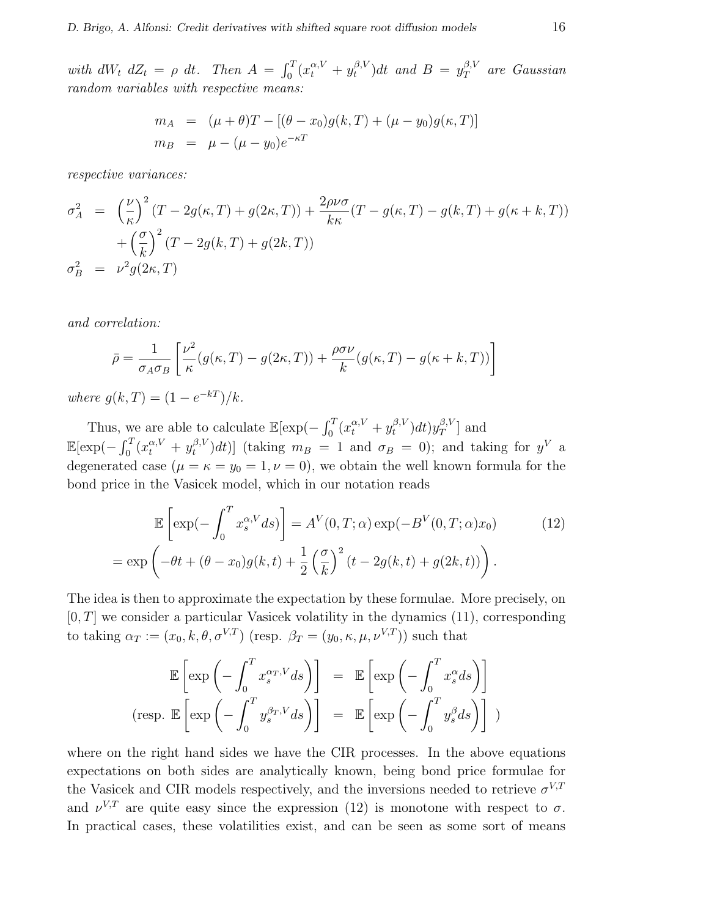*with $dW_t\, dZ_t = \rho\, dt$. Then $A = \int_0^T (x_t^{\alpha,V} + y_t^{\beta,V})dt$ and $B = y_T^{\beta,V}$ are Gaussian random variables with respective means:*

$$
\begin{aligned}
m_A &= (\mu + \theta)T - [(\theta - x_0)g(k,T) + (\mu - y_0)g(\kappa,T)] \\
m_B &= \mu - (\mu - y_0)e^{-\kappa T}
\end{aligned}
$$

*respective variances:*

$$
\begin{aligned}
\sigma_A^2 &= \left(\frac{\nu}{\kappa}\right)^2 (T - 2g(\kappa,T) + g(2\kappa,T)) + \frac{2\rho\nu\sigma}{k\kappa}(T - g(\kappa,T) - g(k,T) + g(\kappa + k,T)) \\
&\quad + \left(\frac{\sigma}{k}\right)^2 (T - 2g(k,T) + g(2k,T)) \\
\sigma_B^2 &= \nu^2 g(2\kappa,T)
\end{aligned}
$$

*and correlation:*

$$
\bar{\rho} = \frac{1}{\sigma_A \sigma_B}\left[\frac{\nu^2}{\kappa}(g(\kappa,T) - g(2\kappa,T)) + \frac{\rho\sigma\nu}{k}(g(\kappa,T) - g(\kappa + k,T))\right]
$$

*where $g(k,T) = (1 - e^{-kT})/k$.*

Thus, we are able to calculate $\mathbb{E}[\exp(-\int_0^T (x_t^{\alpha,V} + y_t^{\beta,V})dt)y_T^{\beta,V}]$ and $\mathbb{E}[\exp(-\int_0^T (x_t^{\alpha,V} + y_t^{\beta,V})dt)]$ (taking $m_B = 1$ and $\sigma_B = 0$); and taking for $y^V$ a degenerated case ($\mu = \kappa = y_0 = 1, \nu = 0$), we obtain the well known formula for the bond price in the Vasicek model, which in our notation reads

$$
\begin{aligned}
&\mathbb{E}\left[\exp(-\int_0^T x_s^{\alpha,V} ds)\right] = A^V(0,T;\alpha)\exp(-B^V(0,T;\alpha)x_0) \qquad (12) \\
&= \exp\left(-\theta t + (\theta - x_0)g(k,t) + \frac{1}{2}\left(\frac{\sigma}{k}\right)^2 (t - 2g(k,t) + g(2k,t))\right).
\end{aligned}
$$

The idea is then to approximate the expectation by these formulae. More precisely, on $[0,T]$ we consider a particular Vasicek volatility in the dynamics (11), corresponding to taking $\alpha_T := (x_0, k, \theta, \sigma^{V,T})$ (resp. $\beta_T = (y_0, \kappa, \mu, \nu^{V,T})$) such that

$$
\begin{aligned}
\mathbb{E}\left[\exp\left(-\int_0^T x_s^{\alpha_T,V} ds\right)\right] &= \mathbb{E}\left[\exp\left(-\int_0^T x_s^{\alpha} ds\right)\right] \\
\text{(resp. } \mathbb{E}\left[\exp\left(-\int_0^T y_s^{\beta_T,V} ds\right)\right] &= \mathbb{E}\left[\exp\left(-\int_0^T y_s^{\beta} ds\right)\right] \text{ )}
\end{aligned}
$$

where on the right hand sides we have the CIR processes. In the above equations expectations on both sides are analytically known, being bond price formulae for the Vasicek and CIR models respectively, and the inversions needed to retrieve $\sigma^{V,T}$ and $\nu^{V,T}$ are quite easy since the expression (12) is monotone with respect to $\sigma$. In practical cases, these volatilities exist, and can be seen as some sort of means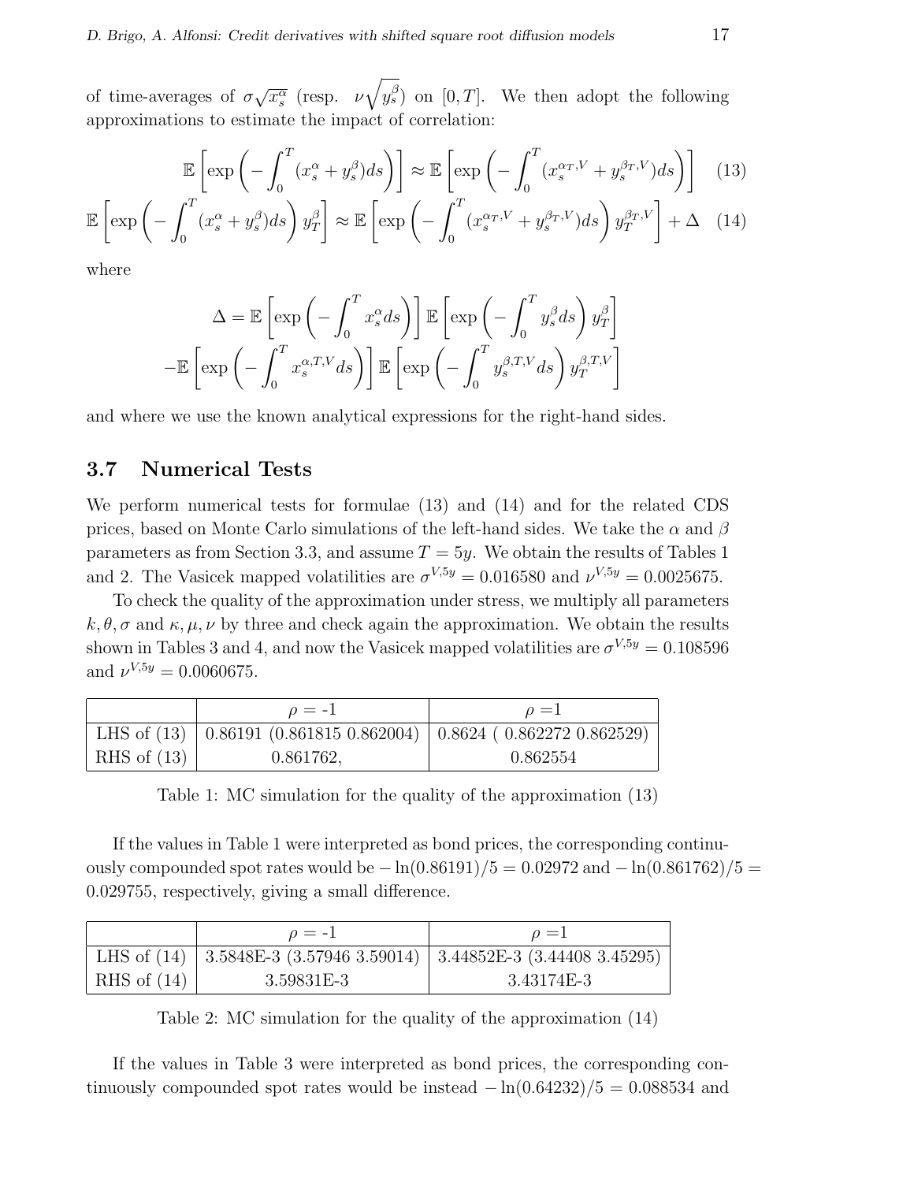of time-averages of $\sigma\sqrt{x_s^\alpha}$ (resp. $\nu\sqrt{y_s^\beta}$) on $[0,T]$. We then adopt the following approximations to estimate the impact of correlation:

$$\mathbb{E}\left[\exp\left(-\int_0^T (x_s^\alpha + y_s^\beta)ds\right)\right] \approx \mathbb{E}\left[\exp\left(-\int_0^T (x_s^{\alpha_T,V} + y_s^{\beta_T,V})ds\right)\right] \quad (13)$$

$$\mathbb{E}\left[\exp\left(-\int_0^T (x_s^\alpha + y_s^\beta)ds\right) y_T^\beta\right] \approx \mathbb{E}\left[\exp\left(-\int_0^T (x_s^{\alpha_T,V} + y_s^{\beta_T,V})ds\right) y_T^{\beta_T,V}\right] + \Delta \quad (14)$$

where

$$\Delta = \mathbb{E}\left[\exp\left(-\int_0^T x_s^\alpha ds\right)\right] \mathbb{E}\left[\exp\left(-\int_0^T y_s^\beta ds\right) y_T^\beta\right]$$
$$-\mathbb{E}\left[\exp\left(-\int_0^T x_s^{\alpha,T,V} ds\right)\right] \mathbb{E}\left[\exp\left(-\int_0^T y_s^{\beta,T,V} ds\right) y_T^{\beta,T,V}\right]$$

and where we use the known analytical expressions for the right-hand sides.

### 3.7 Numerical Tests

We perform numerical tests for formulae (13) and (14) and for the related CDS prices, based on Monte Carlo simulations of the left-hand sides. We take the $\alpha$ and $\beta$ parameters as from Section 3.3, and assume $T = 5y$. We obtain the results of Tables 1 and 2. The Vasicek mapped volatilities are $\sigma^{V,5y} = 0.016580$ and $\nu^{V,5y} = 0.0025675$.

To check the quality of the approximation under stress, we multiply all parameters $k, \theta, \sigma$ and $\kappa, \mu, \nu$ by three and check again the approximation. We obtain the results shown in Tables 3 and 4, and now the Vasicek mapped volatilities are $\sigma^{V,5y} = 0.108596$ and $\nu^{V,5y} = 0.0060675$.

| | $\rho$ = -1 | $\rho$ =1 |
|---|---|---|
| LHS of (13) | 0.86191 (0.861815 0.862004) | 0.8624 ( 0.862272 0.862529) |
| RHS of (13) | 0.861762, | 0.862554 |

Table 1: MC simulation for the quality of the approximation (13)

If the values in Table 1 were interpreted as bond prices, the corresponding continuously compounded spot rates would be $-\ln(0.86191)/5 = 0.02972$ and $-\ln(0.861762)/5 = 0.029755$, respectively, giving a small difference.

| | $\rho$ = -1 | $\rho$ =1 |
|---|---|---|
| LHS of (14) | 3.5848E-3 (3.57946 3.59014) | 3.44852E-3 (3.44408 3.45295) |
| RHS of (14) | 3.59831E-3 | 3.43174E-3 |

Table 2: MC simulation for the quality of the approximation (14)

If the values in Table 3 were interpreted as bond prices, the corresponding continuously compounded spot rates would be instead $-\ln(0.64232)/5 = 0.088534$ and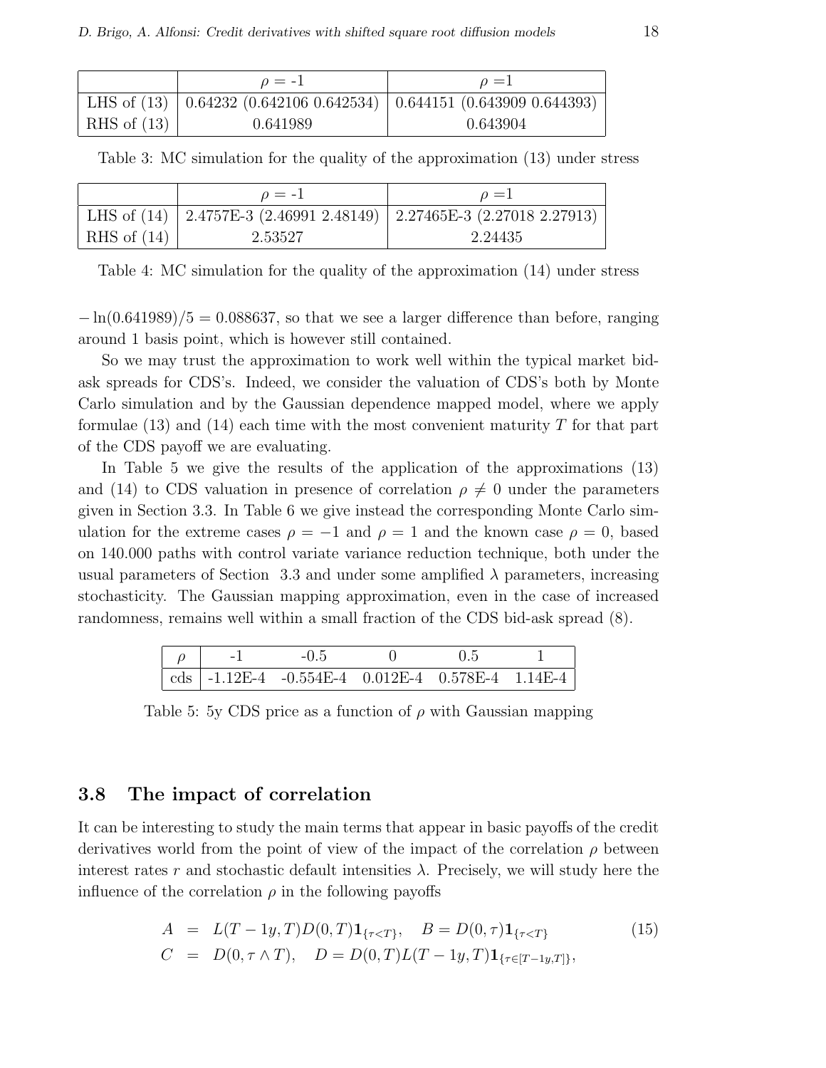|  | $\rho$ = -1 | $\rho$ =1 |
|---|---|---|
| LHS of (13) | 0.64232 (0.642106 0.642534) | 0.644151 (0.643909 0.644393) |
| RHS of (13) | 0.641989 | 0.643904 |

Table 3: MC simulation for the quality of the approximation (13) under stress

|  | $\rho$ = -1 | $\rho$ =1 |
|---|---|---|
| LHS of (14) | 2.4757E-3 (2.46991 2.48149) | 2.27465E-3 (2.27018 2.27913) |
| RHS of (14) | 2.53527 | 2.24435 |

Table 4: MC simulation for the quality of the approximation (14) under stress

$-\ln(0.641989)/5 = 0.088637$, so that we see a larger difference than before, ranging around 1 basis point, which is however still contained.

So we may trust the approximation to work well within the typical market bid-ask spreads for CDS's. Indeed, we consider the valuation of CDS's both by Monte Carlo simulation and by the Gaussian dependence mapped model, where we apply formulae (13) and (14) each time with the most convenient maturity $T$ for that part of the CDS payoff we are evaluating.

In Table 5 we give the results of the application of the approximations (13) and (14) to CDS valuation in presence of correlation $\rho \neq 0$ under the parameters given in Section 3.3. In Table 6 we give instead the corresponding Monte Carlo simulation for the extreme cases $\rho = -1$ and $\rho = 1$ and the known case $\rho = 0$, based on 140.000 paths with control variate variance reduction technique, both under the usual parameters of Section 3.3 and under some amplified $\lambda$ parameters, increasing stochasticity. The Gaussian mapping approximation, even in the case of increased randomness, remains well within a small fraction of the CDS bid-ask spread (8).

| $\rho$ | -1 | -0.5 | 0 | 0.5 | 1 |
|---|---|---|---|---|---|
| cds | -1.12E-4 | -0.554E-4 | 0.012E-4 | 0.578E-4 | 1.14E-4 |

Table 5: 5y CDS price as a function of $\rho$ with Gaussian mapping

### 3.8 The impact of correlation

It can be interesting to study the main terms that appear in basic payoffs of the credit derivatives world from the point of view of the impact of the correlation $\rho$ between interest rates $r$ and stochastic default intensities $\lambda$. Precisely, we will study here the influence of the correlation $\rho$ in the following payoffs

$$
\begin{aligned}
A &= L(T-1y,T)D(0,T)\mathbf{1}_{\{\tau<T\}}, \quad B = D(0,\tau)\mathbf{1}_{\{\tau<T\}} \\
C &= D(0,\tau\wedge T), \quad D = D(0,T)L(T-1y,T)\mathbf{1}_{\{\tau\in[T-1y,T]\}},
\end{aligned}
\tag{15}
$$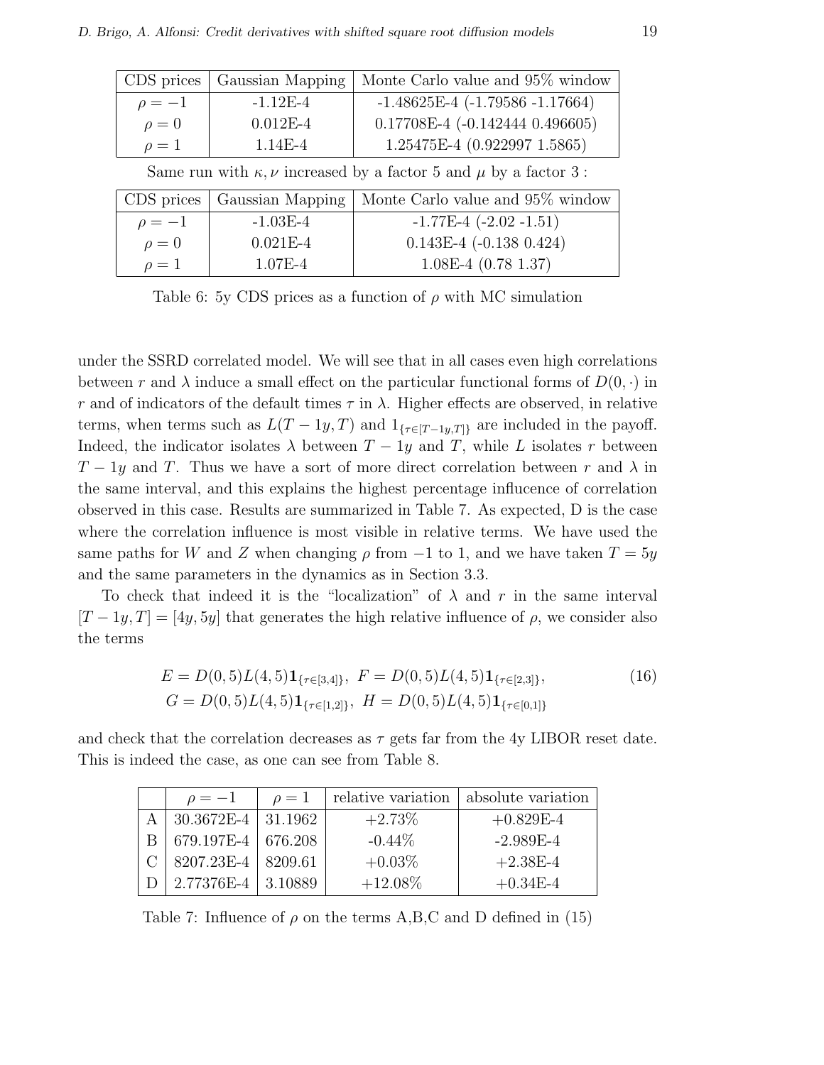| CDS prices | Gaussian Mapping | Monte Carlo value and 95% window |
|---|---|---|
| $\rho = -1$ | -1.12E-4 | -1.48625E-4 (-1.79586 -1.17664) |
| $\rho = 0$ | 0.012E-4 | 0.17708E-4 (-0.142444 0.496605) |
| $\rho = 1$ | 1.14E-4 | 1.25475E-4 (0.922997 1.5865) |

Same run with $\kappa, \nu$ increased by a factor 5 and $\mu$ by a factor 3 :

| CDS prices | Gaussian Mapping | Monte Carlo value and 95% window |
|---|---|---|
| $\rho = -1$ | -1.03E-4 | -1.77E-4 (-2.02 -1.51) |
| $\rho = 0$ | 0.021E-4 | 0.143E-4 (-0.138 0.424) |
| $\rho = 1$ | 1.07E-4 | 1.08E-4 (0.78 1.37) |

Table 6: 5y CDS prices as a function of $\rho$ with MC simulation

under the SSRD correlated model. We will see that in all cases even high correlations between $r$ and $\lambda$ induce a small effect on the particular functional forms of $D(0, \cdot)$ in $r$ and of indicators of the default times $\tau$ in $\lambda$. Higher effects are observed, in relative terms, when terms such as $L(T-1y, T)$ and $1_{\{\tau \in [T-1y,T]\}}$ are included in the payoff. Indeed, the indicator isolates $\lambda$ between $T-1y$ and $T$, while $L$ isolates $r$ between $T-1y$ and $T$. Thus we have a sort of more direct correlation between $r$ and $\lambda$ in the same interval, and this explains the highest percentage influcence of correlation observed in this case. Results are summarized in Table 7. As expected, D is the case where the correlation influence is most visible in relative terms. We have used the same paths for $W$ and $Z$ when changing $\rho$ from $-1$ to 1, and we have taken $T = 5y$ and the same parameters in the dynamics as in Section 3.3.

To check that indeed it is the "localization" of $\lambda$ and $r$ in the same interval $[T-1y, T] = [4y, 5y]$ that generates the high relative influence of $\rho$, we consider also the terms

$$E = D(0,5)L(4,5)\mathbf{1}_{\{\tau \in [3,4]\}}, \;\; F = D(0,5)L(4,5)\mathbf{1}_{\{\tau \in [2,3]\}}, \qquad (16)$$
$$G = D(0,5)L(4,5)\mathbf{1}_{\{\tau \in [1,2]\}}, \;\; H = D(0,5)L(4,5)\mathbf{1}_{\{\tau \in [0,1]\}}$$

and check that the correlation decreases as $\tau$ gets far from the 4y LIBOR reset date. This is indeed the case, as one can see from Table 8.

| | $\rho = -1$ | $\rho = 1$ | relative variation | absolute variation |
|---|---|---|---|---|
| A | 30.3672E-4 | 31.1962 | +2.73% | +0.829E-4 |
| B | 679.197E-4 | 676.208 | -0.44% | -2.989E-4 |
| C | 8207.23E-4 | 8209.61 | +0.03% | +2.38E-4 |
| D | 2.77376E-4 | 3.10889 | +12.08% | +0.34E-4 |

Table 7: Influence of $\rho$ on the terms A,B,C and D defined in (15)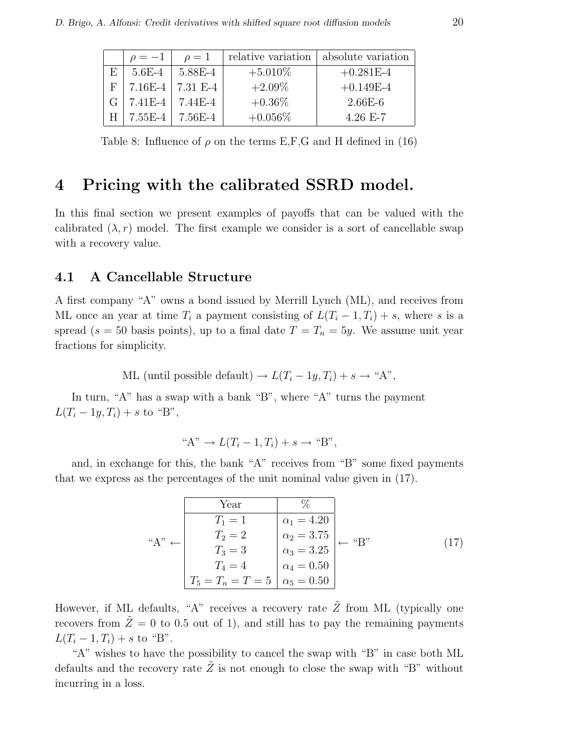|   | $\rho = -1$ | $\rho = 1$ | relative variation | absolute variation |
|---|---|---|---|---|
| E | 5.6E-4 | 5.88E-4 | +5.010% | +0.281E-4 |
| F | 7.16E-4 | 7.31 E-4 | +2.09% | +0.149E-4 |
| G | 7.41E-4 | 7.44E-4 | +0.36% | 2.66E-6 |
| H | 7.55E-4 | 7.56E-4 | +0.056% | 4.26 E-7 |

Table 8: Influence of $\rho$ on the terms E,F,G and H defined in (16)

# 4 Pricing with the calibrated SSRD model.

In this final section we present examples of payoffs that can be valued with the calibrated $(\lambda, r)$ model. The first example we consider is a sort of cancellable swap with a recovery value.

## 4.1 A Cancellable Structure

A first company "A" owns a bond issued by Merrill Lynch (ML), and receives from ML once an year at time $T_i$ a payment consisting of $L(T_i - 1, T_i) + s$, where $s$ is a spread ($s = 50$ basis points), up to a final date $T = T_n = 5y$. We assume unit year fractions for simplicity.

$$\text{ML (until possible default)} \rightarrow L(T_i - 1y, T_i) + s \rightarrow \text{"A"},$$

In turn, "A" has a swap with a bank "B", where "A" turns the payment $L(T_i - 1y, T_i) + s$ to "B",

$$\text{"A"} \rightarrow L(T_i - 1, T_i) + s \rightarrow \text{"B"},$$

and, in exchange for this, the bank "A" receives from "B" some fixed payments that we express as the percentages of the unit nominal value given in (17).

"A" ← (table) ← "B"     (17)

| Year | % |
|---|---|
| $T_1 = 1$ | $\alpha_1 = 4.20$ |
| $T_2 = 2$ | $\alpha_2 = 3.75$ |
| $T_3 = 3$ | $\alpha_3 = 3.25$ |
| $T_4 = 4$ | $\alpha_4 = 0.50$ |
| $T_5 = T_n = T = 5$ | $\alpha_5 = 0.50$ |

However, if ML defaults, "A" receives a recovery rate $\tilde{Z}$ from ML (typically one recovers from $\tilde{Z} = 0$ to 0.5 out of 1), and still has to pay the remaining payments $L(T_i - 1, T_i) + s$ to "B".

"A" wishes to have the possibility to cancel the swap with "B" in case both ML defaults and the recovery rate $\tilde{Z}$ is not enough to close the swap with "B" without incurring in a loss.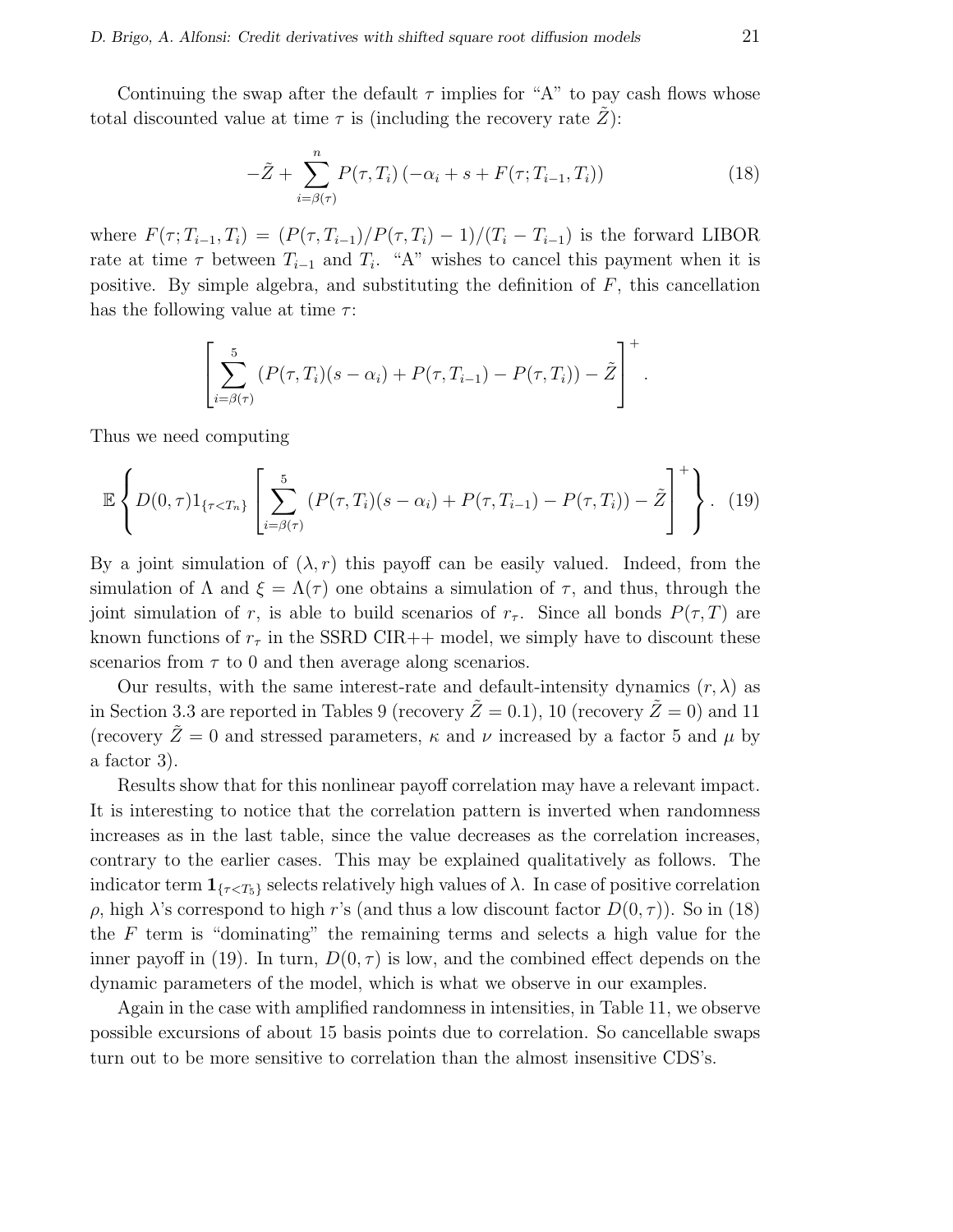Continuing the swap after the default $\tau$ implies for "A" to pay cash flows whose total discounted value at time $\tau$ is (including the recovery rate $\tilde{Z}$):

$$-\tilde{Z} + \sum_{i=\beta(\tau)}^{n} P(\tau, T_i)\left(-\alpha_i + s + F(\tau; T_{i-1}, T_i)\right) \tag{18}$$

where $F(\tau; T_{i-1}, T_i) = (P(\tau, T_{i-1})/P(\tau, T_i) - 1)/(T_i - T_{i-1})$ is the forward LIBOR rate at time $\tau$ between $T_{i-1}$ and $T_i$. "A" wishes to cancel this payment when it is positive. By simple algebra, and substituting the definition of $F$, this cancellation has the following value at time $\tau$:

$$\left[\sum_{i=\beta(\tau)}^{5} \left(P(\tau, T_i)(s - \alpha_i) + P(\tau, T_{i-1}) - P(\tau, T_i)\right) - \tilde{Z}\right]^+ .$$

Thus we need computing

$$\mathbb{E}\left\{D(0,\tau)1_{\{\tau < T_n\}}\left[\sum_{i=\beta(\tau)}^{5} \left(P(\tau, T_i)(s - \alpha_i) + P(\tau, T_{i-1}) - P(\tau, T_i)\right) - \tilde{Z}\right]^+\right\}. \tag{19}$$

By a joint simulation of $(\lambda, r)$ this payoff can be easily valued. Indeed, from the simulation of $\Lambda$ and $\xi = \Lambda(\tau)$ one obtains a simulation of $\tau$, and thus, through the joint simulation of $r$, is able to build scenarios of $r_\tau$. Since all bonds $P(\tau, T)$ are known functions of $r_\tau$ in the SSRD CIR++ model, we simply have to discount these scenarios from $\tau$ to 0 and then average along scenarios.

Our results, with the same interest-rate and default-intensity dynamics $(r, \lambda)$ as in Section 3.3 are reported in Tables 9 (recovery $\tilde{Z} = 0.1$), 10 (recovery $\tilde{Z} = 0$) and 11 (recovery $\tilde{Z} = 0$ and stressed parameters, $\kappa$ and $\nu$ increased by a factor 5 and $\mu$ by a factor 3).

Results show that for this nonlinear payoff correlation may have a relevant impact. It is interesting to notice that the correlation pattern is inverted when randomness increases as in the last table, since the value decreases as the correlation increases, contrary to the earlier cases. This may be explained qualitatively as follows. The indicator term $\mathbf{1}_{\{\tau < T_5\}}$ selects relatively high values of $\lambda$. In case of positive correlation $\rho$, high $\lambda$'s correspond to high $r$'s (and thus a low discount factor $D(0,\tau)$). So in (18) the $F$ term is "dominating" the remaining terms and selects a high value for the inner payoff in (19). In turn, $D(0,\tau)$ is low, and the combined effect depends on the dynamic parameters of the model, which is what we observe in our examples.

Again in the case with amplified randomness in intensities, in Table 11, we observe possible excursions of about 15 basis points due to correlation. So cancellable swaps turn out to be more sensitive to correlation than the almost insensitive CDS's.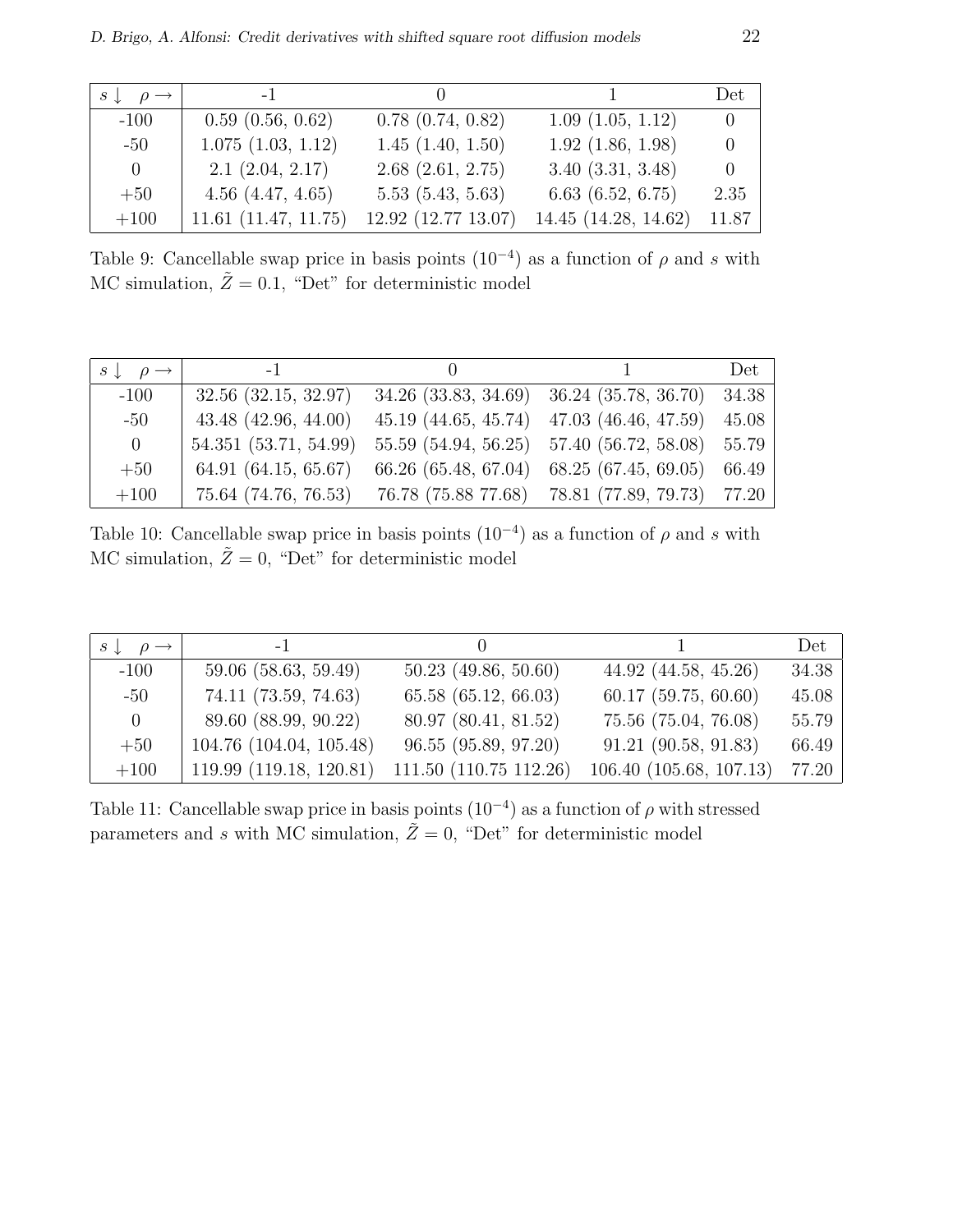| $s \downarrow \quad \rho \rightarrow$ | -1 | 0 | 1 | Det |
|---|---|---|---|---|
| -100 | 0.59 (0.56, 0.62) | 0.78 (0.74, 0.82) | 1.09 (1.05, 1.12) | 0 |
| -50 | 1.075 (1.03, 1.12) | 1.45 (1.40, 1.50) | 1.92 (1.86, 1.98) | 0 |
| 0 | 2.1 (2.04, 2.17) | 2.68 (2.61, 2.75) | 3.40 (3.31, 3.48) | 0 |
| +50 | 4.56 (4.47, 4.65) | 5.53 (5.43, 5.63) | 6.63 (6.52, 6.75) | 2.35 |
| +100 | 11.61 (11.47, 11.75) | 12.92 (12.77 13.07) | 14.45 (14.28, 14.62) | 11.87 |

Table 9: Cancellable swap price in basis points ($10^{-4}$) as a function of $\rho$ and $s$ with MC simulation, $\tilde{Z} = 0.1$, "Det" for deterministic model

| $s \downarrow \quad \rho \rightarrow$ | -1 | 0 | 1 | Det |
|---|---|---|---|---|
| -100 | 32.56 (32.15, 32.97) | 34.26 (33.83, 34.69) | 36.24 (35.78, 36.70) | 34.38 |
| -50 | 43.48 (42.96, 44.00) | 45.19 (44.65, 45.74) | 47.03 (46.46, 47.59) | 45.08 |
| 0 | 54.351 (53.71, 54.99) | 55.59 (54.94, 56.25) | 57.40 (56.72, 58.08) | 55.79 |
| +50 | 64.91 (64.15, 65.67) | 66.26 (65.48, 67.04) | 68.25 (67.45, 69.05) | 66.49 |
| +100 | 75.64 (74.76, 76.53) | 76.78 (75.88 77.68) | 78.81 (77.89, 79.73) | 77.20 |

Table 10: Cancellable swap price in basis points ($10^{-4}$) as a function of $\rho$ and $s$ with MC simulation, $\tilde{Z} = 0$, "Det" for deterministic model

| $s \downarrow \quad \rho \rightarrow$ | -1 | 0 | 1 | Det |
|---|---|---|---|---|
| -100 | 59.06 (58.63, 59.49) | 50.23 (49.86, 50.60) | 44.92 (44.58, 45.26) | 34.38 |
| -50 | 74.11 (73.59, 74.63) | 65.58 (65.12, 66.03) | 60.17 (59.75, 60.60) | 45.08 |
| 0 | 89.60 (88.99, 90.22) | 80.97 (80.41, 81.52) | 75.56 (75.04, 76.08) | 55.79 |
| +50 | 104.76 (104.04, 105.48) | 96.55 (95.89, 97.20) | 91.21 (90.58, 91.83) | 66.49 |
| +100 | 119.99 (119.18, 120.81) | 111.50 (110.75 112.26) | 106.40 (105.68, 107.13) | 77.20 |

Table 11: Cancellable swap price in basis points ($10^{-4}$) as a function of $\rho$ with stressed parameters and $s$ with MC simulation, $\tilde{Z} = 0$, "Det" for deterministic model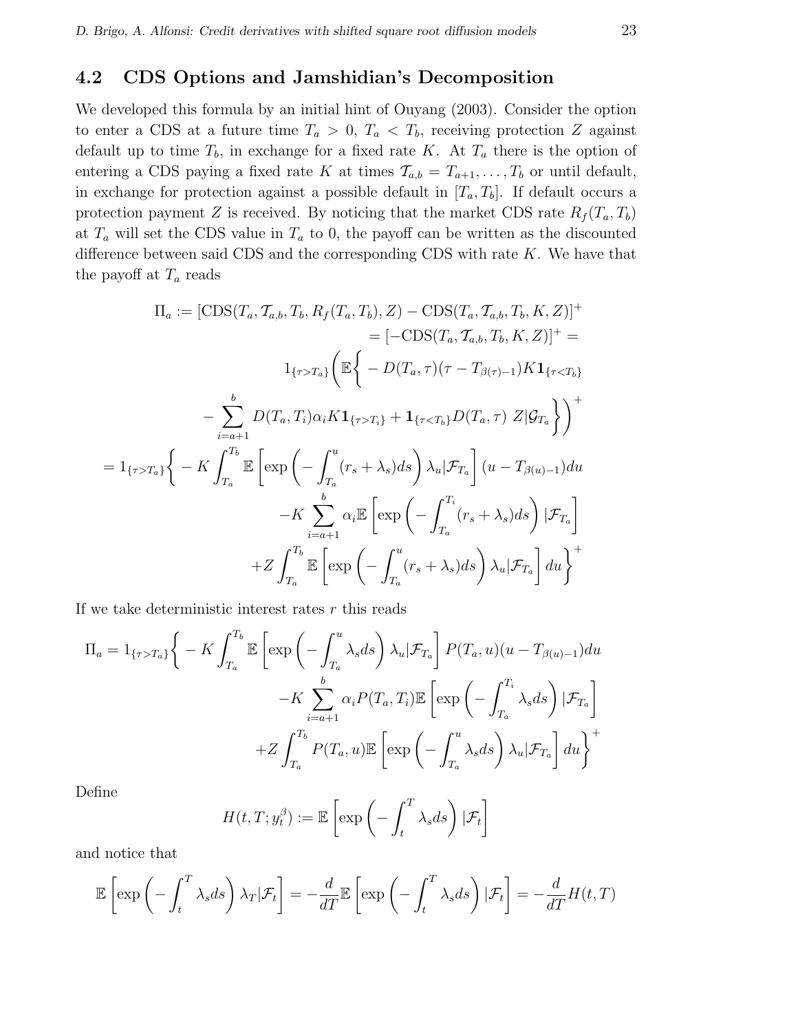## 4.2 CDS Options and Jamshidian's Decomposition

We developed this formula by an initial hint of Ouyang (2003). Consider the option to enter a CDS at a future time $T_a > 0$, $T_a < T_b$, receiving protection $Z$ against default up to time $T_b$, in exchange for a fixed rate $K$. At $T_a$ there is the option of entering a CDS paying a fixed rate $K$ at times $\mathcal{T}_{a,b} = T_{a+1}, \ldots, T_b$ or until default, in exchange for protection against a possible default in $[T_a, T_b]$. If default occurs a protection payment $Z$ is received. By noticing that the market CDS rate $R_f(T_a, T_b)$ at $T_a$ will set the CDS value in $T_a$ to 0, the payoff can be written as the discounted difference between said CDS and the corresponding CDS with rate $K$. We have that the payoff at $T_a$ reads

$$
\begin{aligned}
\Pi_a := [\mathrm{CDS}(T_a, \mathcal{T}_{a,b}, T_b, R_f(T_a, T_b), Z) - \mathrm{CDS}(T_a, \mathcal{T}_{a,b}, T_b, K, Z)]^+ \\
= [-\mathrm{CDS}(T_a, \mathcal{T}_{a,b}, T_b, K, Z)]^+ = \\
1_{\{\tau > T_a\}} \Bigg( \mathbb{E}\Bigg\{ - D(T_a, \tau)(\tau - T_{\beta(\tau)-1}) K \mathbf{1}_{\{\tau < T_b\}} \\
- \sum_{i=a+1}^{b} D(T_a, T_i) \alpha_i K \mathbf{1}_{\{\tau > T_i\}} + \mathbf{1}_{\{\tau < T_b\}} D(T_a, \tau)\ Z | \mathcal{G}_{T_a} \Bigg\} \Bigg)^+ \\
= 1_{\{\tau > T_a\}} \Bigg\{ - K \int_{T_a}^{T_b} \mathbb{E}\left[ \exp\left( - \int_{T_a}^{u} (r_s + \lambda_s) ds \right) \lambda_u | \mathcal{F}_{T_a} \right] (u - T_{\beta(u)-1}) du \\
- K \sum_{i=a+1}^{b} \alpha_i \mathbb{E}\left[ \exp\left( - \int_{T_a}^{T_i} (r_s + \lambda_s) ds \right) | \mathcal{F}_{T_a} \right] \\
+ Z \int_{T_a}^{T_b} \mathbb{E}\left[ \exp\left( - \int_{T_a}^{u} (r_s + \lambda_s) ds \right) \lambda_u | \mathcal{F}_{T_a} \right] du \Bigg\}^+
\end{aligned}
$$

If we take deterministic interest rates $r$ this reads

$$
\begin{aligned}
\Pi_a = 1_{\{\tau > T_a\}} \Bigg\{ - K \int_{T_a}^{T_b} \mathbb{E}\left[ \exp\left( - \int_{T_a}^{u} \lambda_s ds \right) \lambda_u | \mathcal{F}_{T_a} \right] P(T_a, u)(u - T_{\beta(u)-1}) du \\
- K \sum_{i=a+1}^{b} \alpha_i P(T_a, T_i) \mathbb{E}\left[ \exp\left( - \int_{T_a}^{T_i} \lambda_s ds \right) | \mathcal{F}_{T_a} \right] \\
+ Z \int_{T_a}^{T_b} P(T_a, u) \mathbb{E}\left[ \exp\left( - \int_{T_a}^{u} \lambda_s ds \right) \lambda_u | \mathcal{F}_{T_a} \right] du \Bigg\}^+
\end{aligned}
$$

Define

$$
H(t, T; y_t^\beta) := \mathbb{E}\left[ \exp\left( - \int_t^T \lambda_s ds \right) | \mathcal{F}_t \right]
$$

and notice that

$$
\mathbb{E}\left[ \exp\left( - \int_t^T \lambda_s ds \right) \lambda_T | \mathcal{F}_t \right] = - \frac{d}{dT} \mathbb{E}\left[ \exp\left( - \int_t^T \lambda_s ds \right) | \mathcal{F}_t \right] = - \frac{d}{dT} H(t, T)
$$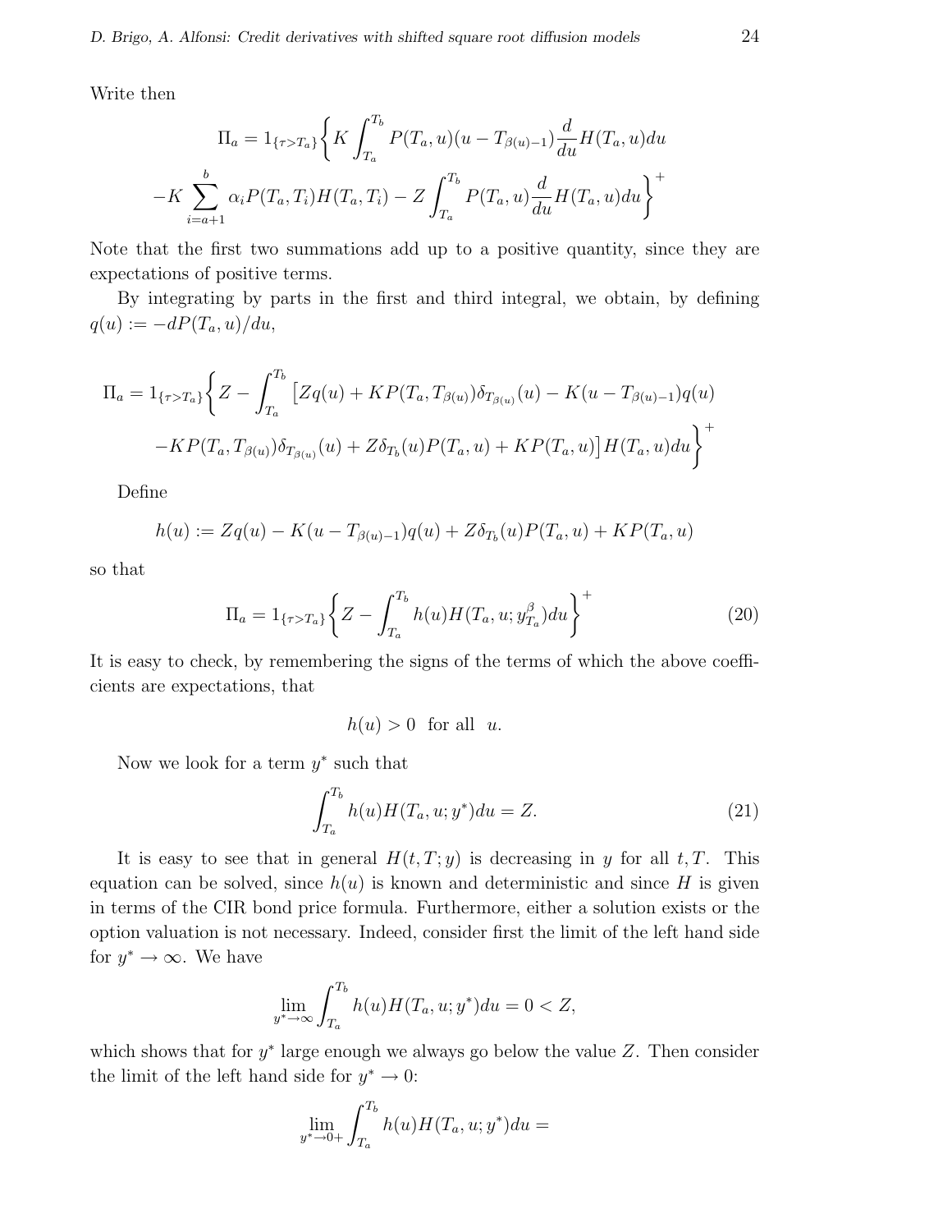Write then

$$\Pi_a = 1_{\{\tau > T_a\}} \Big\{ K \int_{T_a}^{T_b} P(T_a, u)(u - T_{\beta(u)-1}) \frac{d}{du} H(T_a, u) du$$

$$-K \sum_{i=a+1}^{b} \alpha_i P(T_a, T_i) H(T_a, T_i) - Z \int_{T_a}^{T_b} P(T_a, u) \frac{d}{du} H(T_a, u) du \Big\}^+$$

Note that the first two summations add up to a positive quantity, since they are expectations of positive terms.

By integrating by parts in the first and third integral, we obtain, by defining $q(u) := -dP(T_a, u)/du$,

$$\Pi_a = 1_{\{\tau > T_a\}} \Big\{ Z - \int_{T_a}^{T_b} \big[ Z q(u) + K P(T_a, T_{\beta(u)}) \delta_{T_{\beta(u)}}(u) - K(u - T_{\beta(u)-1}) q(u)$$

$$-K P(T_a, T_{\beta(u)}) \delta_{T_{\beta(u)}}(u) + Z \delta_{T_b}(u) P(T_a, u) + K P(T_a, u) \big] H(T_a, u) du \Big\}^+$$

Define

$$h(u) := Z q(u) - K(u - T_{\beta(u)-1}) q(u) + Z \delta_{T_b}(u) P(T_a, u) + K P(T_a, u)$$

so that

$$\Pi_a = 1_{\{\tau > T_a\}} \Big\{ Z - \int_{T_a}^{T_b} h(u) H(T_a, u; y^\beta_{T_a}) du \Big\}^+ \tag{20}$$

It is easy to check, by remembering the signs of the terms of which the above coefficients are expectations, that

$$h(u) > 0 \quad \text{for all} \quad u.$$

Now we look for a term $y^*$ such that

$$\int_{T_a}^{T_b} h(u) H(T_a, u; y^*) du = Z. \tag{21}$$

It is easy to see that in general $H(t, T; y)$ is decreasing in $y$ for all $t, T$. This equation can be solved, since $h(u)$ is known and deterministic and since $H$ is given in terms of the CIR bond price formula. Furthermore, either a solution exists or the option valuation is not necessary. Indeed, consider first the limit of the left hand side for $y^* \to \infty$. We have

$$\lim_{y^* \to \infty} \int_{T_a}^{T_b} h(u) H(T_a, u; y^*) du = 0 < Z,$$

which shows that for $y^*$ large enough we always go below the value $Z$. Then consider the limit of the left hand side for $y^* \to 0$:

$$\lim_{y^* \to 0+} \int_{T_a}^{T_b} h(u) H(T_a, u; y^*) du =$$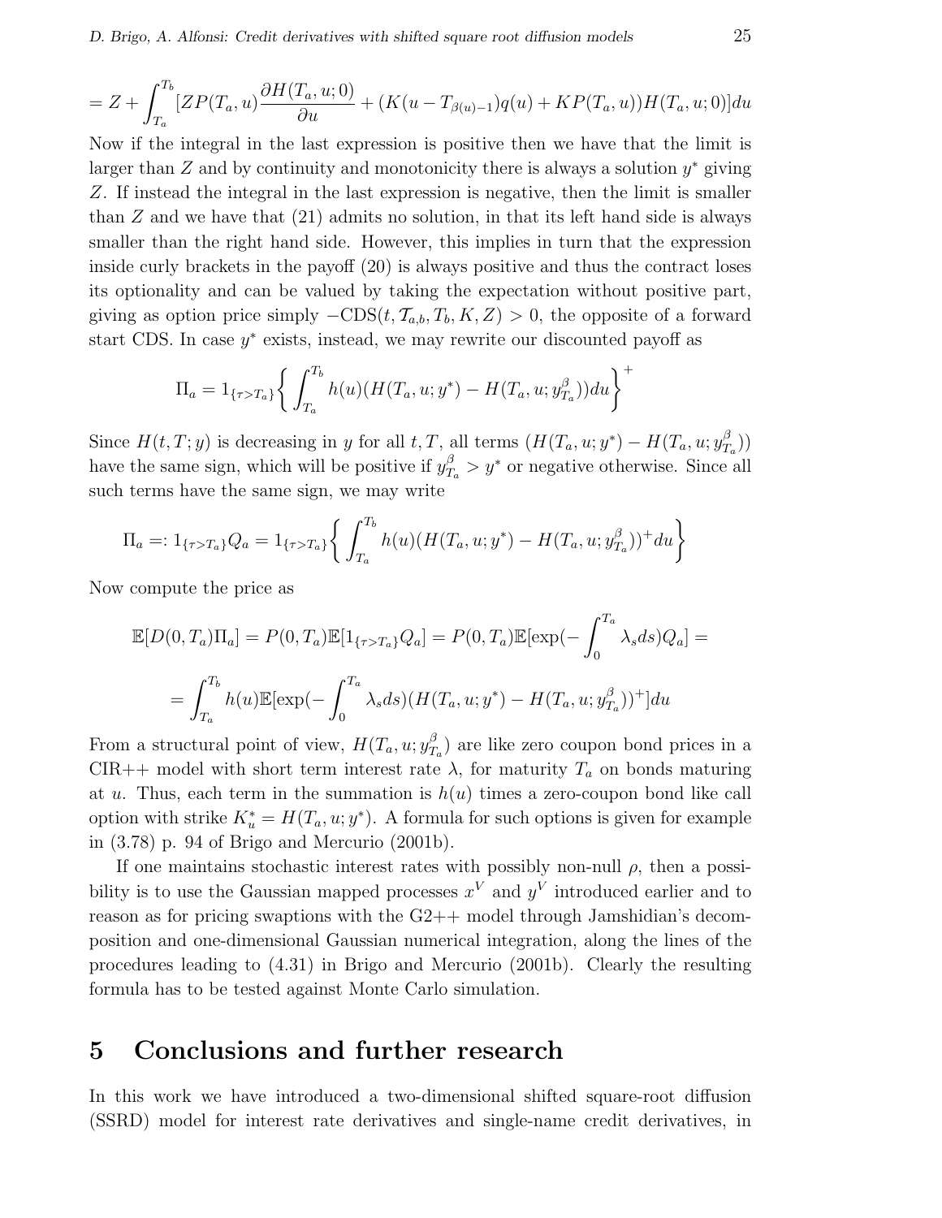$$= Z + \int_{T_a}^{T_b} [ZP(T_a,u)\frac{\partial H(T_a,u;0)}{\partial u} + (K(u - T_{\beta(u)-1})q(u) + KP(T_a,u))H(T_a,u;0)]du$$

Now if the integral in the last expression is positive then we have that the limit is larger than $Z$ and by continuity and monotonicity there is always a solution $y^*$ giving $Z$. If instead the integral in the last expression is negative, then the limit is smaller than $Z$ and we have that (21) admits no solution, in that its left hand side is always smaller than the right hand side. However, this implies in turn that the expression inside curly brackets in the payoff (20) is always positive and thus the contract loses its optionality and can be valued by taking the expectation without positive part, giving as option price simply $-\mathrm{CDS}(t, \mathcal{T}_{a,b}, T_b, K, Z) > 0$, the opposite of a forward start CDS. In case $y^*$ exists, instead, we may rewrite our discounted payoff as

$$\Pi_a = 1_{\{\tau > T_a\}} \left\{ \int_{T_a}^{T_b} h(u)(H(T_a,u;y^*) - H(T_a,u;y^{\beta}_{T_a}))du \right\}^+$$

Since $H(t,T;y)$ is decreasing in $y$ for all $t,T$, all terms $(H(T_a,u;y^*) - H(T_a,u;y^{\beta}_{T_a}))$ have the same sign, which will be positive if $y^{\beta}_{T_a} > y^*$ or negative otherwise. Since all such terms have the same sign, we may write

$$\Pi_a =: 1_{\{\tau > T_a\}} Q_a = 1_{\{\tau > T_a\}} \left\{ \int_{T_a}^{T_b} h(u)(H(T_a,u;y^*) - H(T_a,u;y^{\beta}_{T_a}))^+ du \right\}$$

Now compute the price as

$$\mathbb{E}[D(0,T_a)\Pi_a] = P(0,T_a)\mathbb{E}[1_{\{\tau > T_a\}} Q_a] = P(0,T_a)\mathbb{E}[\exp(-\int_0^{T_a} \lambda_s ds) Q_a] =$$

$$= \int_{T_a}^{T_b} h(u)\mathbb{E}[\exp(-\int_0^{T_a} \lambda_s ds)(H(T_a,u;y^*) - H(T_a,u;y^{\beta}_{T_a}))^+]du$$

From a structural point of view, $H(T_a,u;y^{\beta}_{T_a})$ are like zero coupon bond prices in a CIR++ model with short term interest rate $\lambda$, for maturity $T_a$ on bonds maturing at $u$. Thus, each term in the summation is $h(u)$ times a zero-coupon bond like call option with strike $K^*_u = H(T_a,u;y^*)$. A formula for such options is given for example in (3.78) p. 94 of Brigo and Mercurio (2001b).

If one maintains stochastic interest rates with possibly non-null $\rho$, then a possibility is to use the Gaussian mapped processes $x^V$ and $y^V$ introduced earlier and to reason as for pricing swaptions with the G2++ model through Jamshidian's decomposition and one-dimensional Gaussian numerical integration, along the lines of the procedures leading to (4.31) in Brigo and Mercurio (2001b). Clearly the resulting formula has to be tested against Monte Carlo simulation.

# 5 Conclusions and further research

In this work we have introduced a two-dimensional shifted square-root diffusion (SSRD) model for interest rate derivatives and single-name credit derivatives, in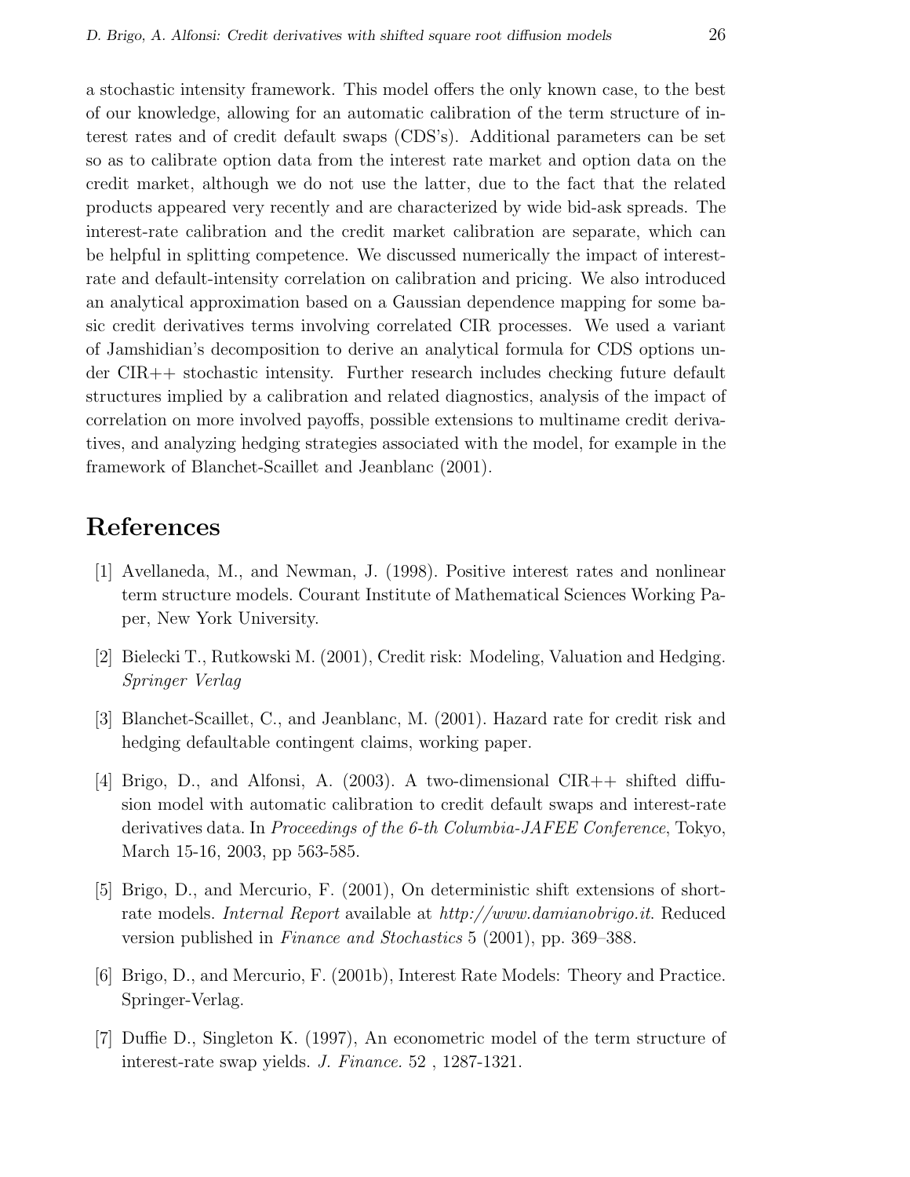a stochastic intensity framework. This model offers the only known case, to the best of our knowledge, allowing for an automatic calibration of the term structure of interest rates and of credit default swaps (CDS's). Additional parameters can be set so as to calibrate option data from the interest rate market and option data on the credit market, although we do not use the latter, due to the fact that the related products appeared very recently and are characterized by wide bid-ask spreads. The interest-rate calibration and the credit market calibration are separate, which can be helpful in splitting competence. We discussed numerically the impact of interest-rate and default-intensity correlation on calibration and pricing. We also introduced an analytical approximation based on a Gaussian dependence mapping for some basic credit derivatives terms involving correlated CIR processes. We used a variant of Jamshidian's decomposition to derive an analytical formula for CDS options under CIR++ stochastic intensity. Further research includes checking future default structures implied by a calibration and related diagnostics, analysis of the impact of correlation on more involved payoffs, possible extensions to multiname credit derivatives, and analyzing hedging strategies associated with the model, for example in the framework of Blanchet-Scaillet and Jeanblanc (2001).

# References

[1] Avellaneda, M., and Newman, J. (1998). Positive interest rates and nonlinear term structure models. Courant Institute of Mathematical Sciences Working Paper, New York University.

[2] Bielecki T., Rutkowski M. (2001), Credit risk: Modeling, Valuation and Hedging. *Springer Verlag*

[3] Blanchet-Scaillet, C., and Jeanblanc, M. (2001). Hazard rate for credit risk and hedging defaultable contingent claims, working paper.

[4] Brigo, D., and Alfonsi, A. (2003). A two-dimensional CIR++ shifted diffusion model with automatic calibration to credit default swaps and interest-rate derivatives data. In *Proceedings of the 6-th Columbia-JAFEE Conference*, Tokyo, March 15-16, 2003, pp 563-585.

[5] Brigo, D., and Mercurio, F. (2001), On deterministic shift extensions of short-rate models. *Internal Report* available at *http://www.damianobrigo.it*. Reduced version published in *Finance and Stochastics* 5 (2001), pp. 369–388.

[6] Brigo, D., and Mercurio, F. (2001b), Interest Rate Models: Theory and Practice. Springer-Verlag.

[7] Duffie D., Singleton K. (1997), An econometric model of the term structure of interest-rate swap yields. *J. Finance.* 52 , 1287-1321.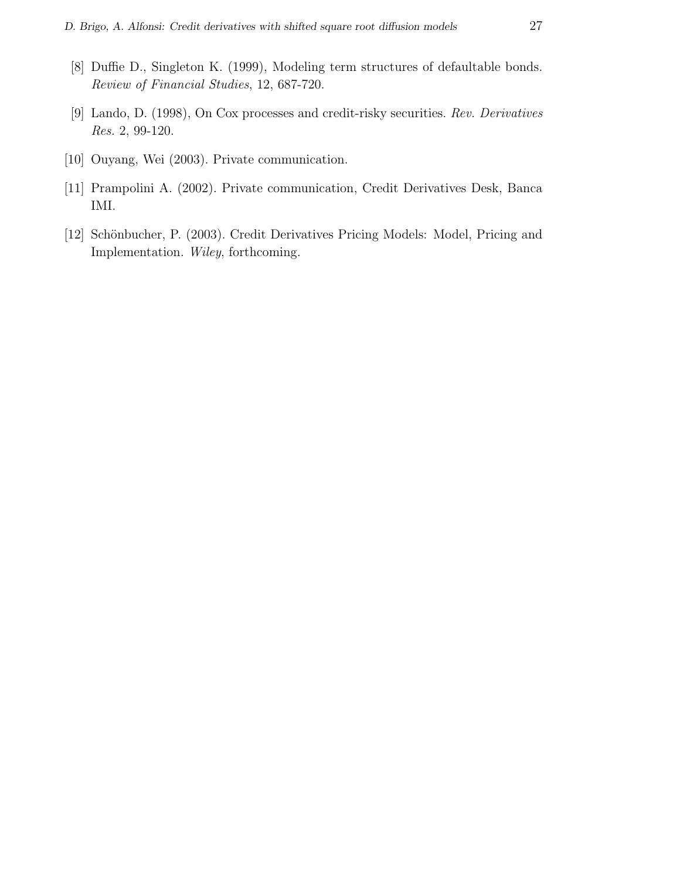[8] Duffie D., Singleton K. (1999), Modeling term structures of defaultable bonds. *Review of Financial Studies*, 12, 687-720.

[9] Lando, D. (1998), On Cox processes and credit-risky securities. *Rev. Derivatives Res.* 2, 99-120.

[10] Ouyang, Wei (2003). Private communication.

[11] Prampolini A. (2002). Private communication, Credit Derivatives Desk, Banca IMI.

[12] Schönbucher, P. (2003). Credit Derivatives Pricing Models: Model, Pricing and Implementation. *Wiley*, forthcoming.